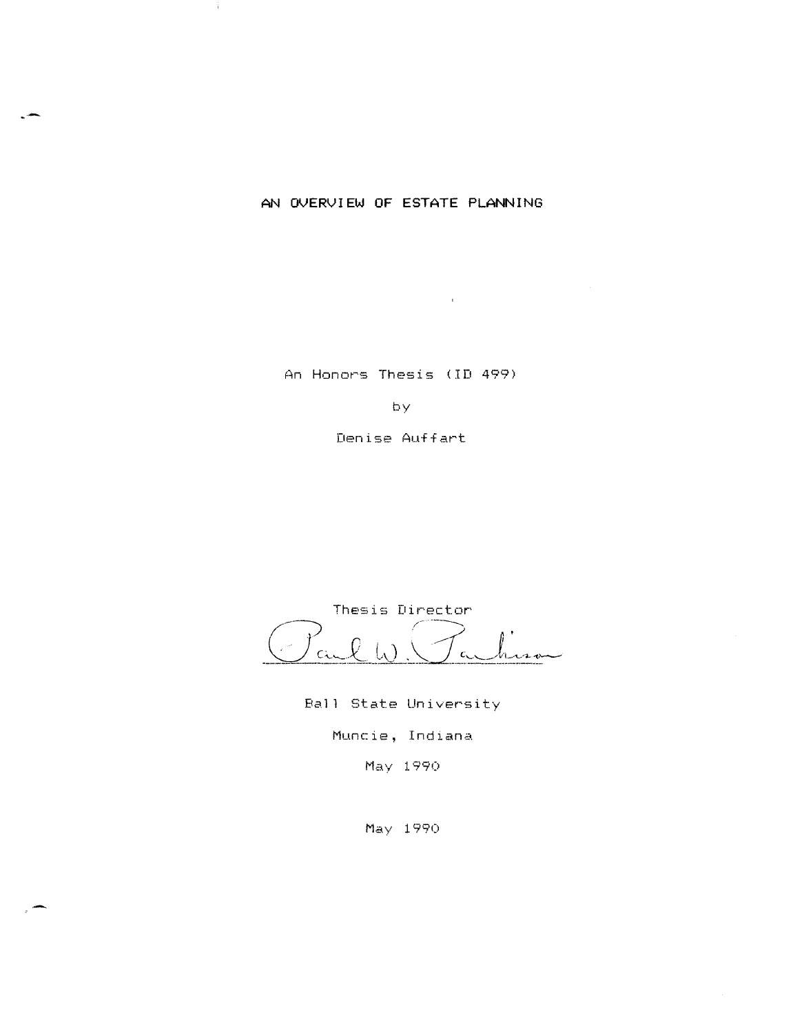# AN OVERVIEW OF ESTATE PLANNING

An Honors Thesis (ID 499)

by

Denise Auffart

Thesis Director

Paul W. Parkison

Ball State University

Muncie, Indiana

May 1990

May 1990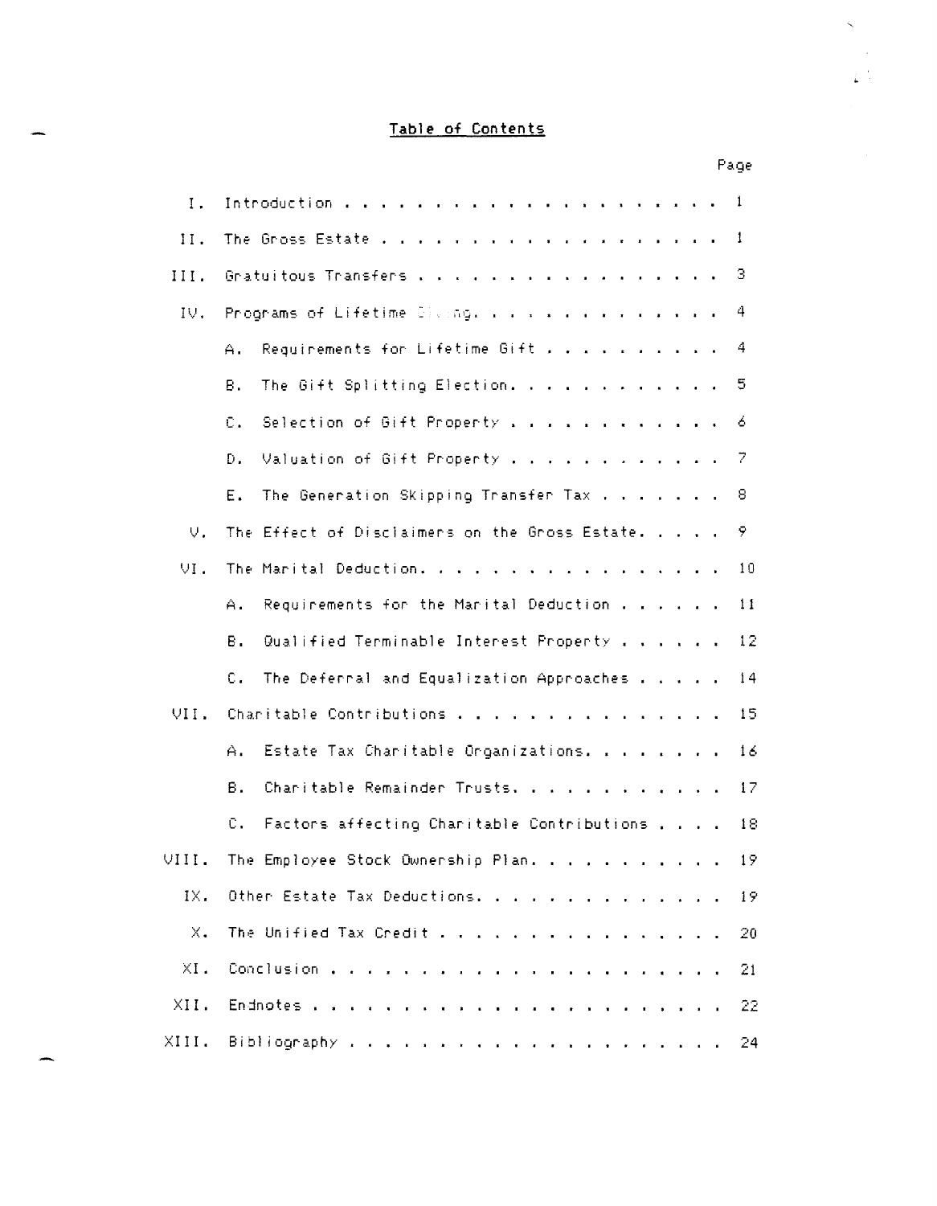# Table of Contents

| | | Page |
|---|---|---|
| I. | Introduction | 1 |
| II. | The Gross Estate | 1 |
| III. | Gratuitous Transfers | 3 |
| IV. | Programs of Lifetime Giving | 4 |
| | A. Requirements for Lifetime Gift | 4 |
| | B. The Gift Splitting Election | 5 |
| | C. Selection of Gift Property | 6 |
| | D. Valuation of Gift Property | 7 |
| | E. The Generation Skipping Transfer Tax | 8 |
| V. | The Effect of Disclaimers on the Gross Estate | 9 |
| VI. | The Marital Deduction | 10 |
| | A. Requirements for the Marital Deduction | 11 |
| | B. Qualified Terminable Interest Property | 12 |
| | C. The Deferral and Equalization Approaches | 14 |
| VII. | Charitable Contributions | 15 |
| | A. Estate Tax Charitable Organizations | 16 |
| | B. Charitable Remainder Trusts | 17 |
| | C. Factors affecting Charitable Contributions | 18 |
| VIII. | The Employee Stock Ownership Plan | 19 |
| IX. | Other Estate Tax Deductions | 19 |
| X. | The Unified Tax Credit | 20 |
| XI. | Conclusion | 21 |
| XII. | Endnotes | 22 |
| XIII. | Bibliography | 24 |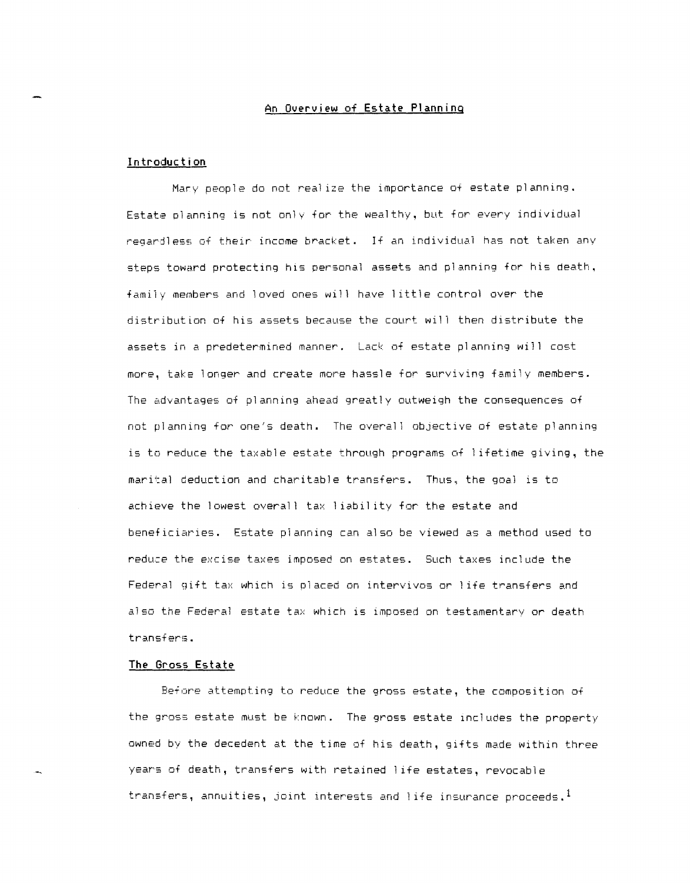# An Overview of Estate Planning

## Introduction

Mary people do not realize the importance of estate planning. Estate planning is not only for the wealthy, but for every individual regardless of their income bracket. If an individual has not taken any steps toward protecting his personal assets and planning for his death, family members and loved ones will have little control over the distribution of his assets because the court will then distribute the assets in a predetermined manner. Lack of estate planning will cost more, take longer and create more hassle for surviving family members. The advantages of planning ahead greatly outweigh the consequences of not planning for one's death. The overall objective of estate planning is to reduce the taxable estate through programs of lifetime giving, the marital deduction and charitable transfers. Thus, the goal is to achieve the lowest overall tax liability for the estate and beneficiaries. Estate planning can also be viewed as a method used to reduce the excise taxes imposed on estates. Such taxes include the Federal gift tax which is placed on intervivos or life transfers and also the Federal estate tax which is imposed on testamentary or death transfers.

## The Gross Estate

Before attempting to reduce the gross estate, the composition of the gross estate must be known. The gross estate includes the property owned by the decedent at the time of his death, gifts made within three years of death, transfers with retained life estates, revocable transfers, annuities, joint interests and life insurance proceeds.[1]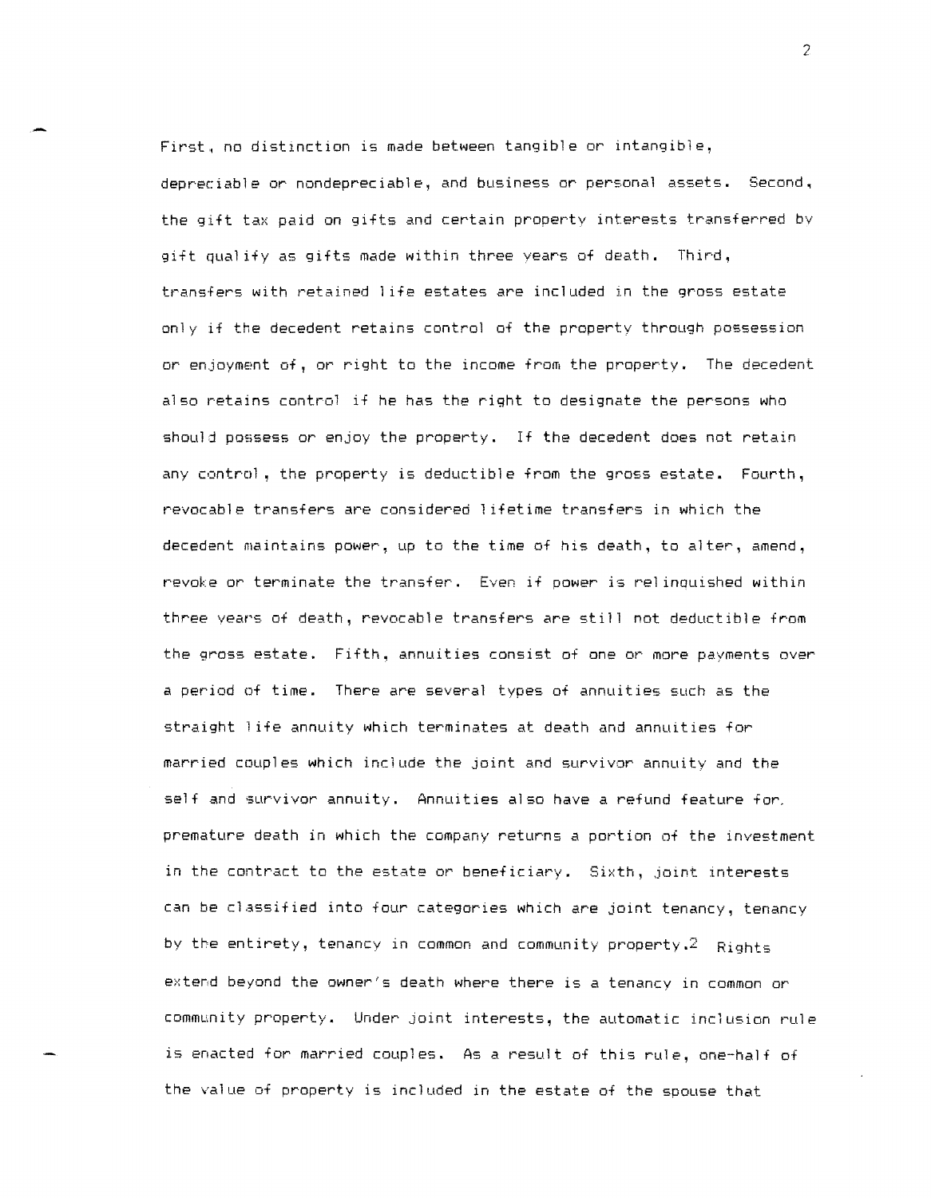First, no distinction is made between tangible or intangible, depreciable or nondepreciable, and business or personal assets. Second, the gift tax paid on gifts and certain property interests transferred by gift qualify as gifts made within three years of death. Third, transfers with retained life estates are included in the gross estate only if the decedent retains control of the property through possession or enjoyment of, or right to the income from the property. The decedent also retains control if he has the right to designate the persons who should possess or enjoy the property. If the decedent does not retain any control, the property is deductible from the gross estate. Fourth, revocable transfers are considered lifetime transfers in which the decedent maintains power, up to the time of his death, to alter, amend, revoke or terminate the transfer. Even if power is relinquished within three years of death, revocable transfers are still not deductible from the gross estate. Fifth, annuities consist of one or more payments over a period of time. There are several types of annuities such as the straight life annuity which terminates at death and annuities for married couples which include the joint and survivor annuity and the self and survivor annuity. Annuities also have a refund feature for premature death in which the company returns a portion of the investment in the contract to the estate or beneficiary. Sixth, joint interests can be classified into four categories which are joint tenancy, tenancy by the entirety, tenancy in common and community property.[2] Rights extend beyond the owner's death where there is a tenancy in common or community property. Under joint interests, the automatic inclusion rule is enacted for married couples. As a result of this rule, one-half of the value of property is included in the estate of the spouse that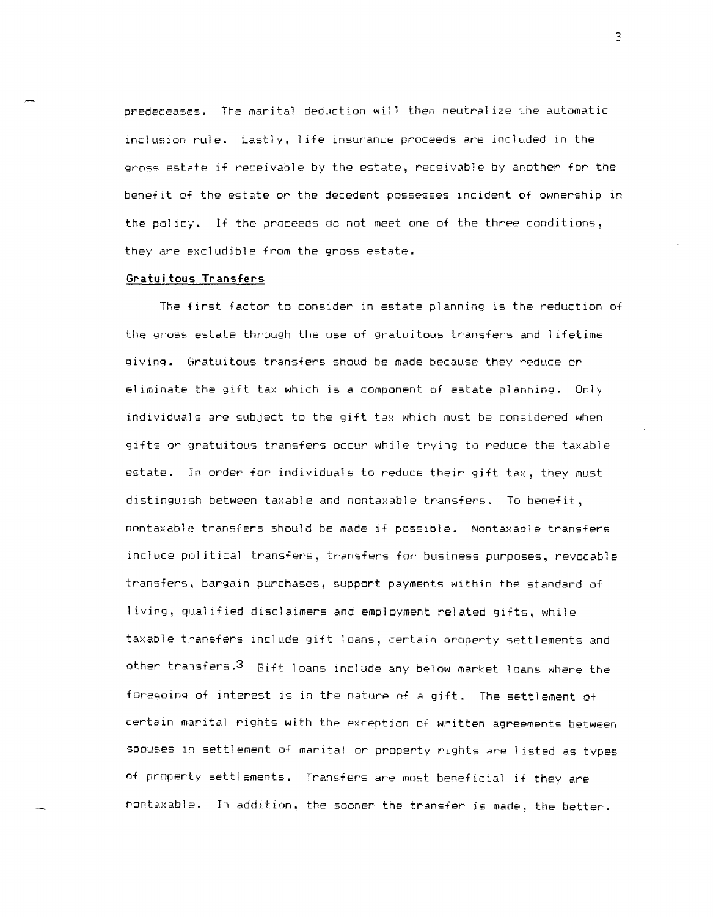predeceases. The marital deduction will then neutralize the automatic inclusion rule. Lastly, life insurance proceeds are included in the gross estate if receivable by the estate, receivable by another for the benefit of the estate or the decedent possesses incident of ownership in the policy. If the proceeds do not meet one of the three conditions, they are excludible from the gross estate.

**Gratuitous Transfers**

The first factor to consider in estate planning is the reduction of the gross estate through the use of gratuitous transfers and lifetime giving. Gratuitous transfers shoud be made because they reduce or eliminate the gift tax which is a component of estate planning. Only individuals are subject to the gift tax which must be considered when gifts or gratuitous transfers occur while trying to reduce the taxable estate. In order for individuals to reduce their gift tax, they must distinguish between taxable and nontaxable transfers. To benefit, nontaxable transfers should be made if possible. Nontaxable transfers include political transfers, transfers for business purposes, revocable transfers, bargain purchases, support payments within the standard of living, qualified disclaimers and employment related gifts, while taxable transfers include gift loans, certain property settlements and other transfers.[3] Gift loans include any below market loans where the foregoing of interest is in the nature of a gift. The settlement of certain marital rights with the exception of written agreements between spouses in settlement of marital or property rights are listed as types of property settlements. Transfers are most beneficial if they are nontaxable. In addition, the sooner the transfer is made, the better.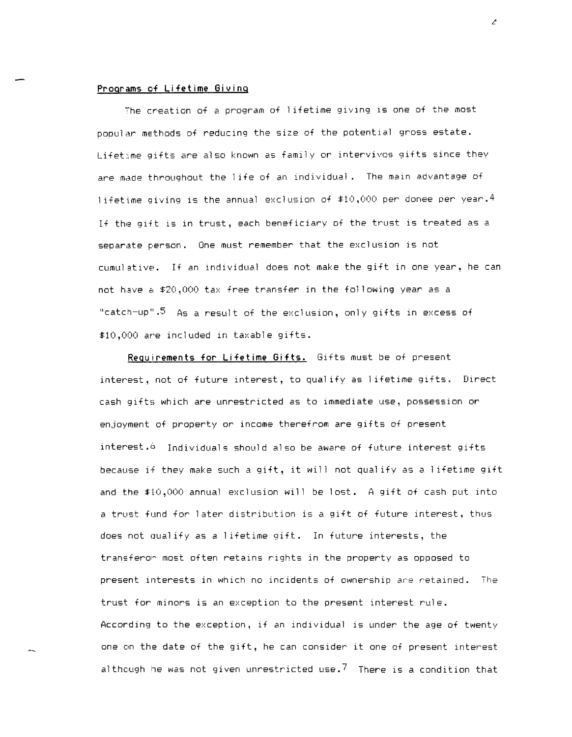**Programs of Lifetime Giving**

The creation of a program of lifetime giving is one of the most popular methods of reducing the size of the potential gross estate. Lifetime gifts are also known as family or intervivos gifts since they are made throughout the life of an individual. The main advantage of lifetime giving is the annual exclusion of $10,000 per donee per year.[4] If the gift is in trust, each beneficiary of the trust is treated as a separate person. One must remember that the exclusion is not cumulative. If an individual does not make the gift in one year, he can not have a $20,000 tax free transfer in the following year as a "catch-up".[5] As a result of the exclusion, only gifts in excess of $10,000 are included in taxable gifts.

**Requirements for Lifetime Gifts.** Gifts must be of present interest, not of future interest, to qualify as lifetime gifts. Direct cash gifts which are unrestricted as to immediate use, possession or enjoyment of property or income therefrom are gifts of present interest.[6] Individuals should also be aware of future interest gifts because if they make such a gift, it will not qualify as a lifetime gift and the $10,000 annual exclusion will be lost. A gift of cash put into a trust fund for later distribution is a gift of future interest, thus does not qualify as a lifetime gift. In future interests, the transferor most often retains rights in the property as opposed to present interests in which no incidents of ownership are retained. The trust for minors is an exception to the present interest rule. According to the exception, if an individual is under the age of twenty one on the date of the gift, he can consider it one of present interest although he was not given unrestricted use.[7] There is a condition that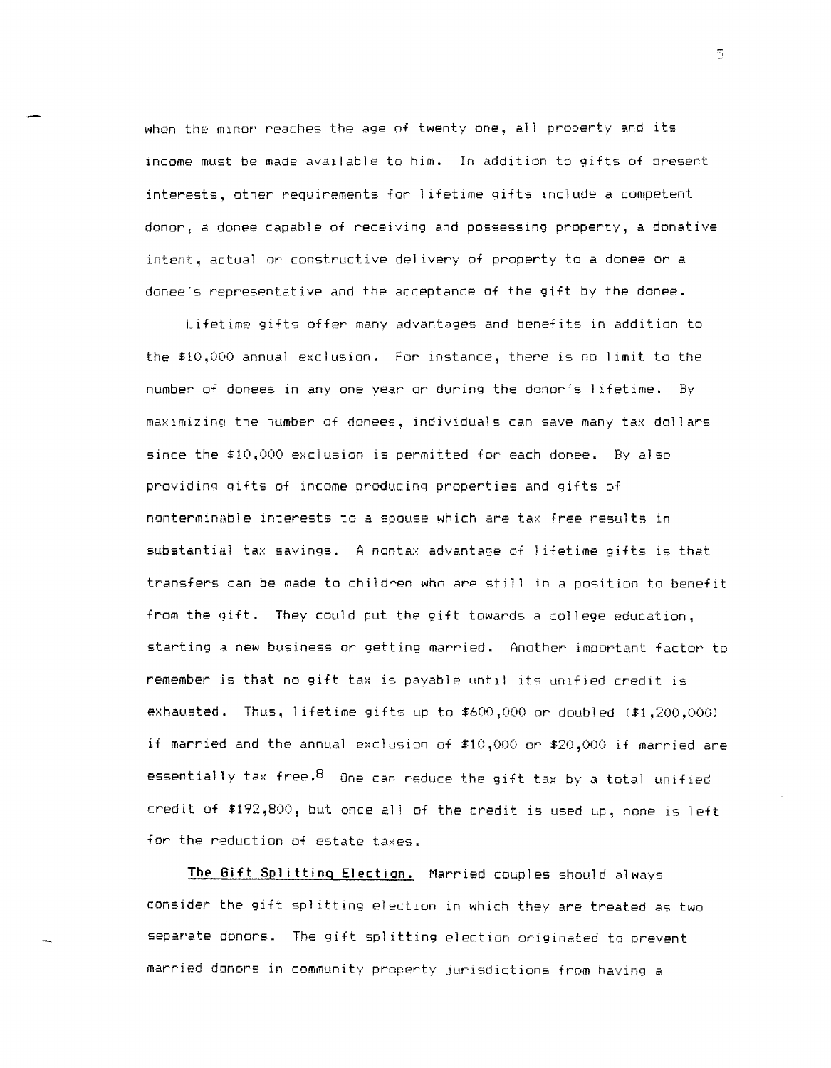when the minor reaches the age of twenty one, all property and its income must be made available to him. In addition to gifts of present interests, other requirements for lifetime gifts include a competent donor, a donee capable of receiving and possessing property, a donative intent, actual or constructive delivery of property to a donee or a donee's representative and the acceptance of the gift by the donee.

Lifetime gifts offer many advantages and benefits in addition to the $10,000 annual exclusion. For instance, there is no limit to the number of donees in any one year or during the donor's lifetime. By maximizing the number of donees, individuals can save many tax dollars since the $10,000 exclusion is permitted for each donee. By also providing gifts of income producing properties and gifts of nonterminable interests to a spouse which are tax free results in substantial tax savings. A nontax advantage of lifetime gifts is that transfers can be made to children who are still in a position to benefit from the gift. They could put the gift towards a college education, starting a new business or getting married. Another important factor to remember is that no gift tax is payable until its unified credit is exhausted. Thus, lifetime gifts up to $600,000 or doubled ($1,200,000) if married and the annual exclusion of $10,000 or $20,000 if married are essentially tax free.[8] One can reduce the gift tax by a total unified credit of $192,800, but once all of the credit is used up, none is left for the reduction of estate taxes.

**The Gift Splitting Election.** Married couples should always consider the gift splitting election in which they are treated as two separate donors. The gift splitting election originated to prevent married donors in community property jurisdictions from having a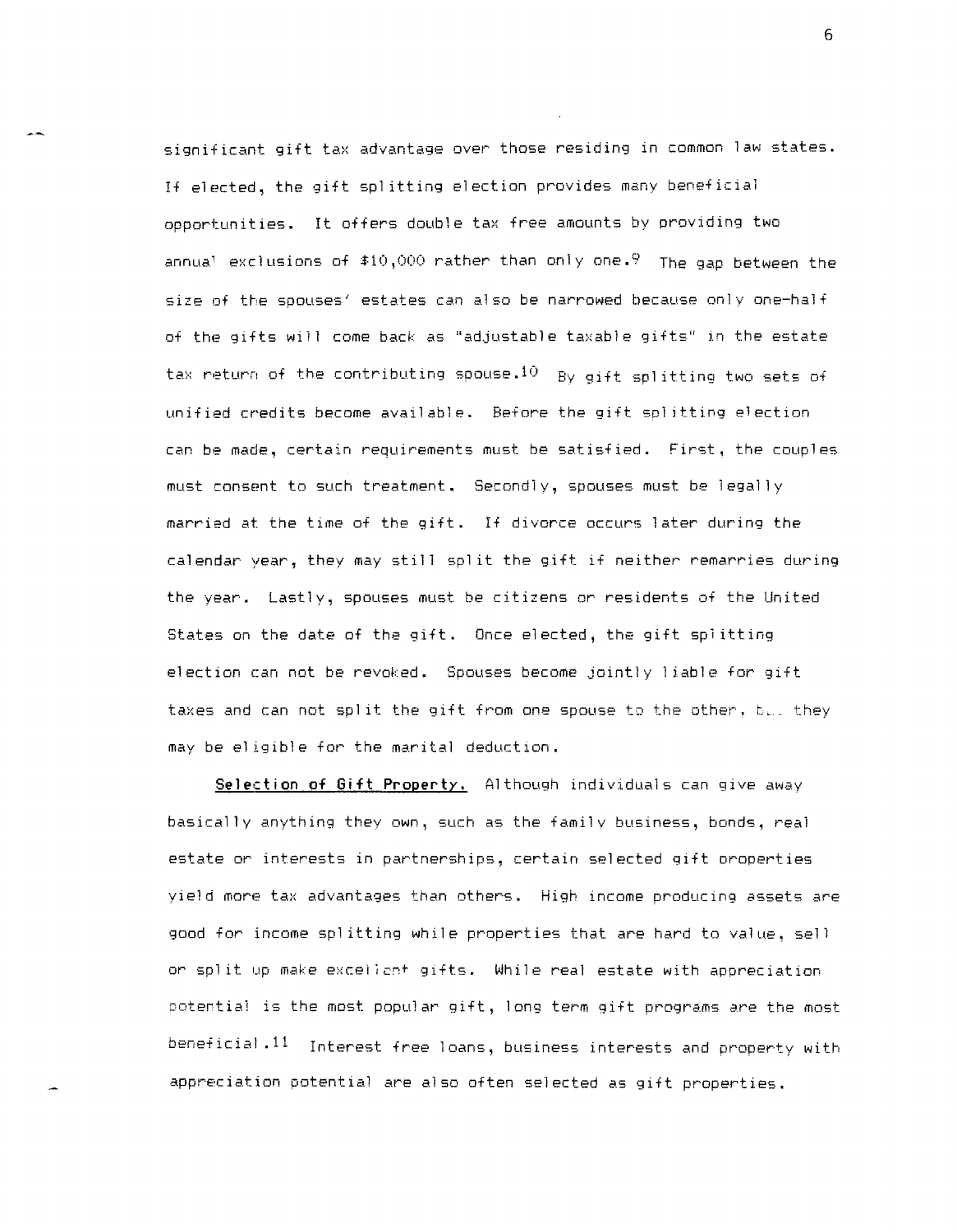significant gift tax advantage over those residing in common law states. If elected, the gift splitting election provides many beneficial opportunities. It offers double tax free amounts by providing two annual exclusions of $10,000 rather than only one.[9] The gap between the size of the spouses' estates can also be narrowed because only one-half of the gifts will come back as "adjustable taxable gifts" in the estate tax return of the contributing spouse.[10] By gift splitting two sets of unified credits become available. Before the gift splitting election can be made, certain requirements must be satisfied. First, the couples must consent to such treatment. Secondly, spouses must be legally married at the time of the gift. If divorce occurs later during the calendar year, they may still split the gift if neither remarries during the year. Lastly, spouses must be citizens or residents of the United States on the date of the gift. Once elected, the gift splitting election can not be revoked. Spouses become jointly liable for gift taxes and can not split the gift from one spouse to the other, but they may be eligible for the marital deduction.

**Selection of Gift Property.** Although individuals can give away basically anything they own, such as the family business, bonds, real estate or interests in partnerships, certain selected gift properties yield more tax advantages than others. High income producing assets are good for income splitting while properties that are hard to value, sell or split up make excellent gifts. While real estate with appreciation potential is the most popular gift, long term gift programs are the most beneficial.[11] Interest free loans, business interests and property with appreciation potential are also often selected as gift properties.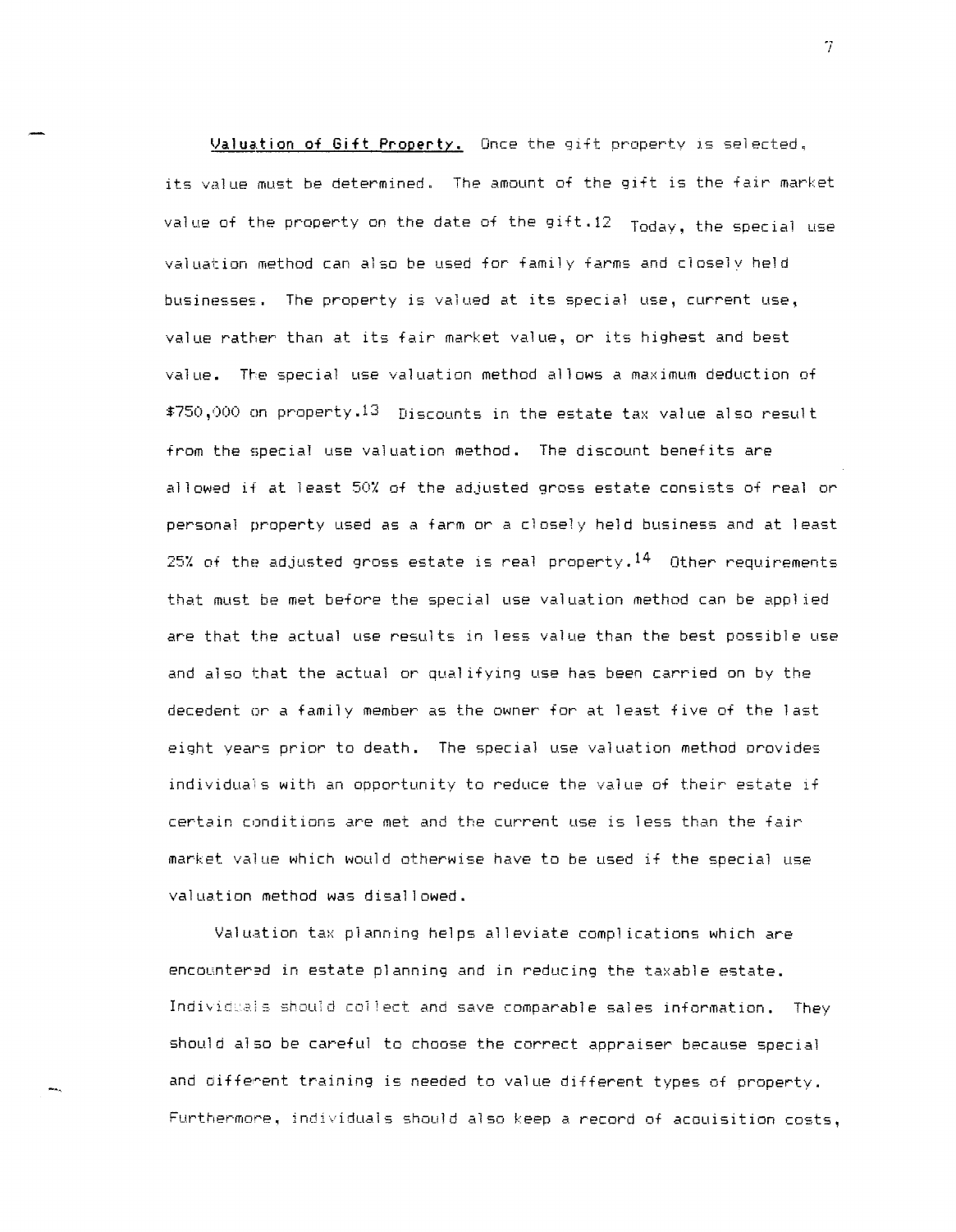**Valuation of Gift Property.** Once the gift property is selected, its value must be determined. The amount of the gift is the fair market value of the property on the date of the gift.[12] Today, the special use valuation method can also be used for family farms and closely held businesses. The property is valued at its special use, current use, value rather than at its fair market value, or its highest and best value. The special use valuation method allows a maximum deduction of $750,000 on property.[13] Discounts in the estate tax value also result from the special use valuation method. The discount benefits are allowed if at least 50% of the adjusted gross estate consists of real or personal property used as a farm or a closely held business and at least 25% of the adjusted gross estate is real property.[14] Other requirements that must be met before the special use valuation method can be applied are that the actual use results in less value than the best possible use and also that the actual or qualifying use has been carried on by the decedent or a family member as the owner for at least five of the last eight years prior to death. The special use valuation method provides individuals with an opportunity to reduce the value of their estate if certain conditions are met and the current use is less than the fair market value which would otherwise have to be used if the special use valuation method was disallowed.

Valuation tax planning helps alleviate complications which are encountered in estate planning and in reducing the taxable estate. Individuals should collect and save comparable sales information. They should also be careful to choose the correct appraiser because special and different training is needed to value different types of property. Furthermore, individuals should also keep a record of acquisition costs,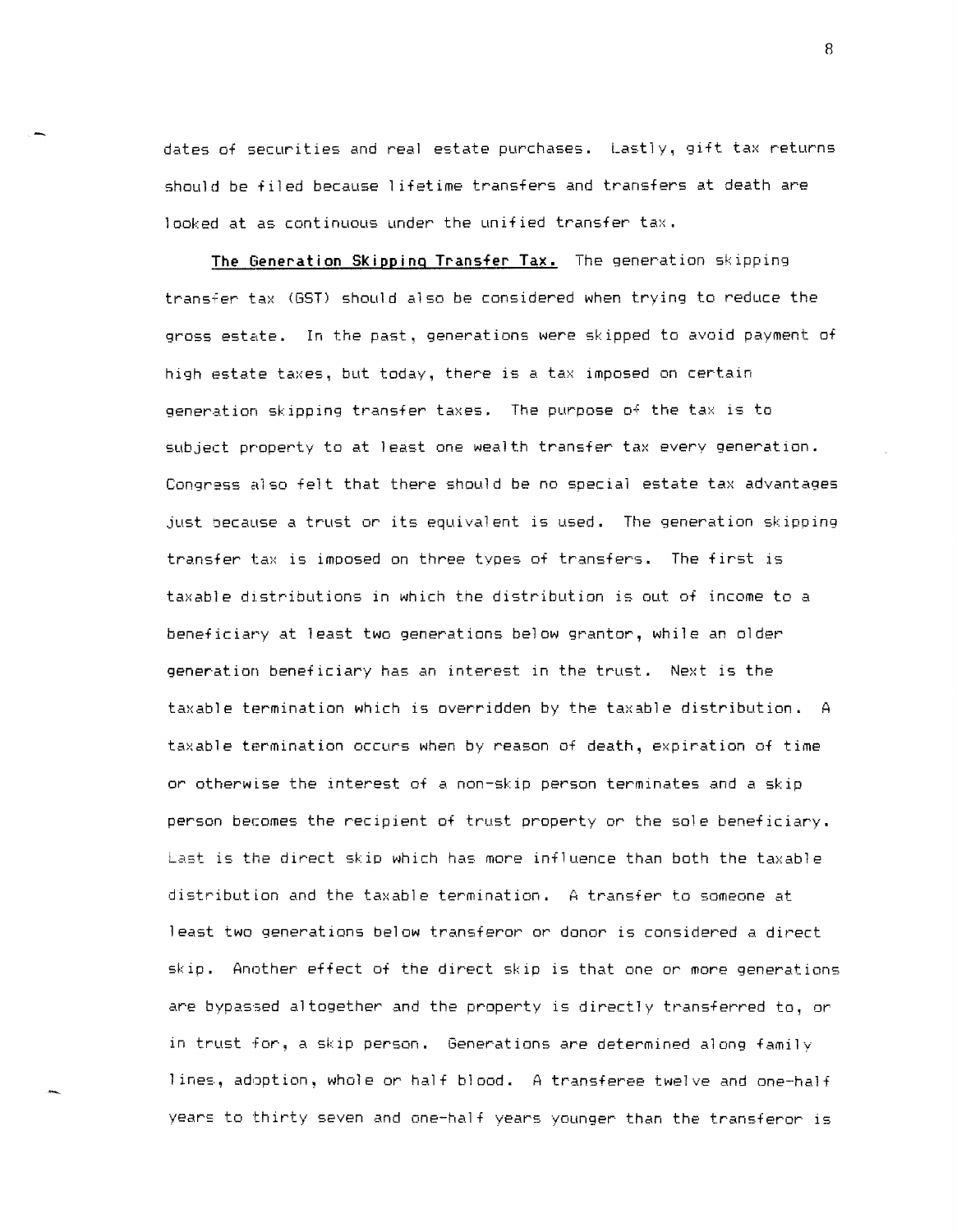dates of securities and real estate purchases. Lastly, gift tax returns should be filed because lifetime transfers and transfers at death are looked at as continuous under the unified transfer tax.

**The Generation Skipping Transfer Tax.** The generation skipping transfer tax (GST) should also be considered when trying to reduce the gross estate. In the past, generations were skipped to avoid payment of high estate taxes, but today, there is a tax imposed on certain generation skipping transfer taxes. The purpose of the tax is to subject property to at least one wealth transfer tax every generation. Congress also felt that there should be no special estate tax advantages just because a trust or its equivalent is used. The generation skipping transfer tax is imposed on three types of transfers. The first is taxable distributions in which the distribution is out of income to a beneficiary at least two generations below grantor, while an older generation beneficiary has an interest in the trust. Next is the taxable termination which is overridden by the taxable distribution. A taxable termination occurs when by reason of death, expiration of time or otherwise the interest of a non-skip person terminates and a skip person becomes the recipient of trust property or the sole beneficiary. Last is the direct skip which has more influence than both the taxable distribution and the taxable termination. A transfer to someone at least two generations below transferor or donor is considered a direct skip. Another effect of the direct skip is that one or more generations are bypassed altogether and the property is directly transferred to, or in trust for, a skip person. Generations are determined along family lines, adoption, whole or half blood. A transferee twelve and one-half years to thirty seven and one-half years younger than the transferor is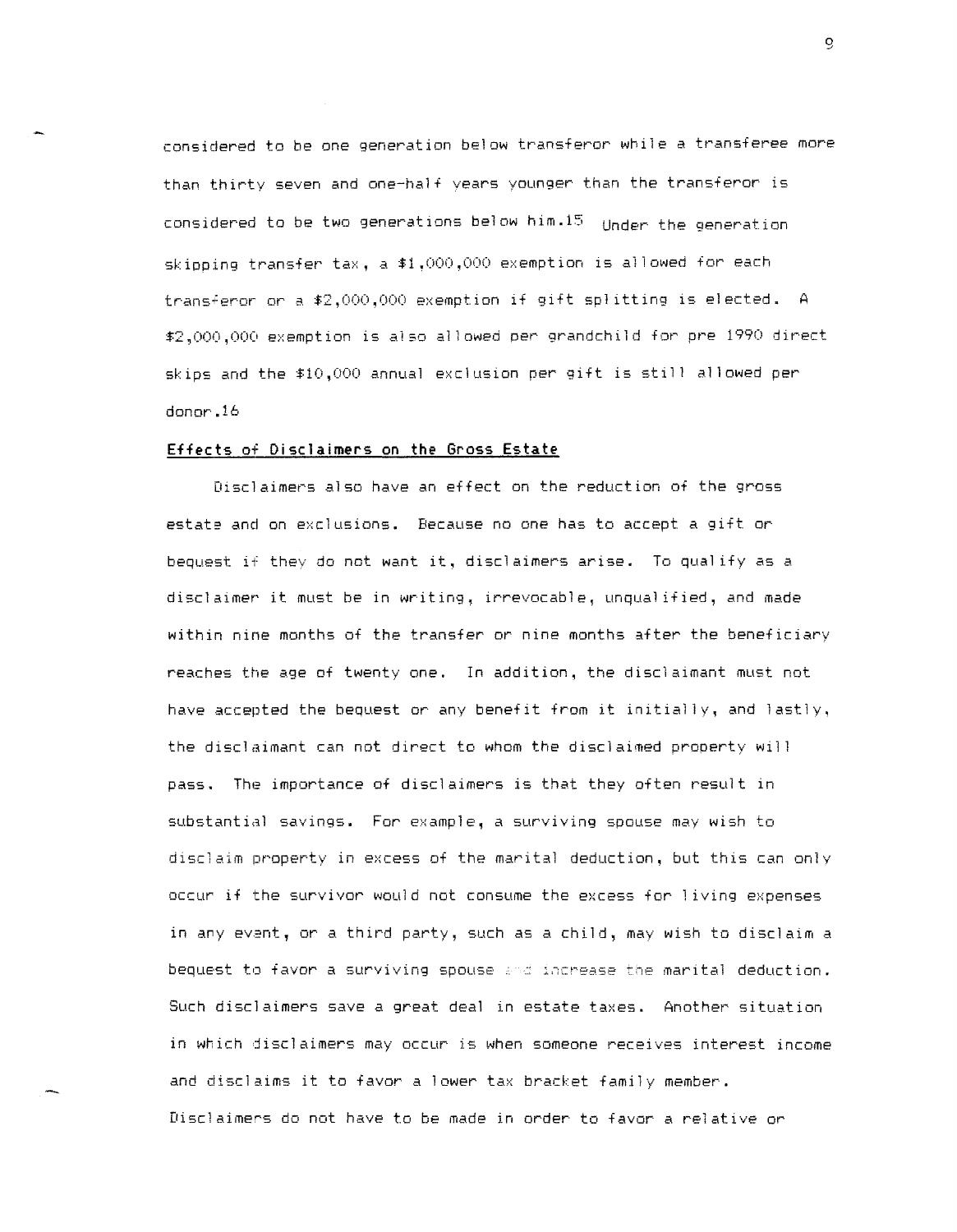considered to be one generation below transferor while a transferee more than thirty seven and one-half years younger than the transferor is considered to be two generations below him.[15] Under the generation skipping transfer tax, a $1,000,000 exemption is allowed for each transferor or a $2,000,000 exemption if gift splitting is elected. A $2,000,000 exemption is also allowed per grandchild for pre 1990 direct skips and the $10,000 annual exclusion per gift is still allowed per donor.[16]

**Effects of Disclaimers on the Gross Estate**

Disclaimers also have an effect on the reduction of the gross estate and on exclusions. Because no one has to accept a gift or bequest if they do not want it, disclaimers arise. To qualify as a disclaimer it must be in writing, irrevocable, unqualified, and made within nine months of the transfer or nine months after the beneficiary reaches the age of twenty one. In addition, the disclaimant must not have accepted the bequest or any benefit from it initially, and lastly, the disclaimant can not direct to whom the disclaimed property will pass. The importance of disclaimers is that they often result in substantial savings. For example, a surviving spouse may wish to disclaim property in excess of the marital deduction, but this can only occur if the survivor would not consume the excess for living expenses in any event, or a third party, such as a child, may wish to disclaim a bequest to favor a surviving spouse and increase the marital deduction. Such disclaimers save a great deal in estate taxes. Another situation in which disclaimers may occur is when someone receives interest income and disclaims it to favor a lower tax bracket family member. Disclaimers do not have to be made in order to favor a relative or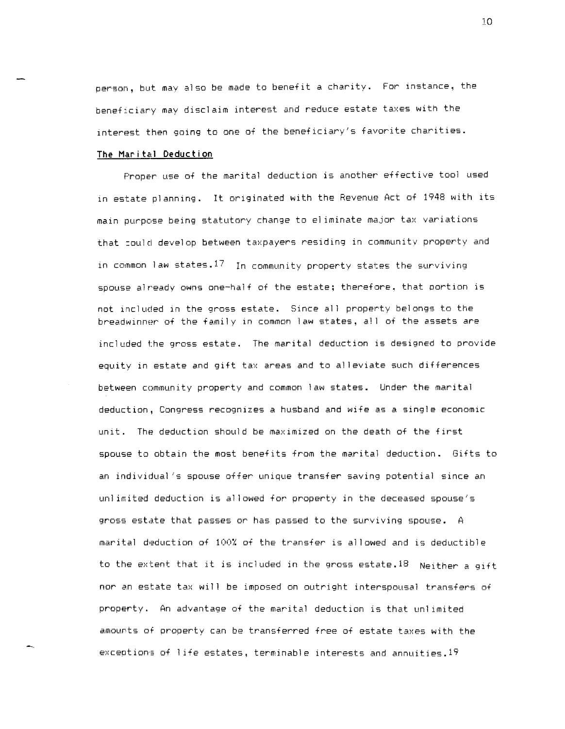person, but may also be made to benefit a charity. For instance, the beneficiary may disclaim interest and reduce estate taxes with the interest then going to one of the beneficiary's favorite charities.

**The Marital Deduction**

Proper use of the marital deduction is another effective tool used in estate planning. It originated with the Revenue Act of 1948 with its main purpose being statutory change to eliminate major tax variations that could develop between taxpayers residing in community property and in common law states.[17] In community property states the surviving spouse already owns one-half of the estate; therefore, that portion is not included in the gross estate. Since all property belongs to the breadwinner of the family in common law states, all of the assets are included the gross estate. The marital deduction is designed to provide equity in estate and gift tax areas and to alleviate such differences between community property and common law states. Under the marital deduction, Congress recognizes a husband and wife as a single economic unit. The deduction should be maximized on the death of the first spouse to obtain the most benefits from the marital deduction. Gifts to an individual's spouse offer unique transfer saving potential since an unlimited deduction is allowed for property in the deceased spouse's gross estate that passes or has passed to the surviving spouse. A marital deduction of 100% of the transfer is allowed and is deductible to the extent that it is included in the gross estate.[18] Neither a gift nor an estate tax will be imposed on outright interspousal transfers of property. An advantage of the marital deduction is that unlimited amounts of property can be transferred free of estate taxes with the exceptions of life estates, terminable interests and annuities.[19]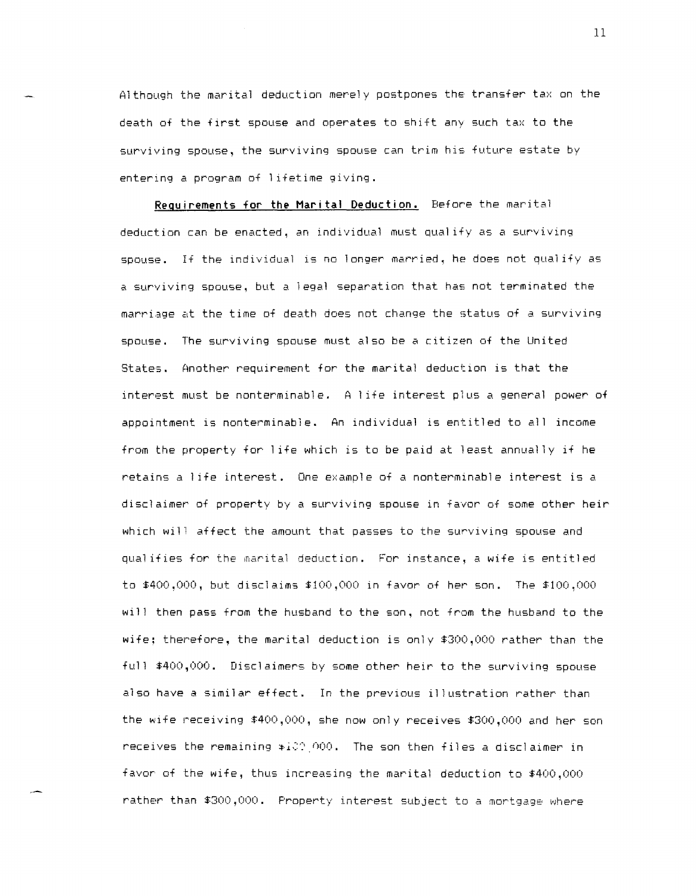Although the marital deduction merely postpones the transfer tax on the death of the first spouse and operates to shift any such tax to the surviving spouse, the surviving spouse can trim his future estate by entering a program of lifetime giving.

**Requirements for the Marital Deduction.** Before the marital deduction can be enacted, an individual must qualify as a surviving spouse. If the individual is no longer married, he does not qualify as a surviving spouse, but a legal separation that has not terminated the marriage at the time of death does not change the status of a surviving spouse. The surviving spouse must also be a citizen of the United States. Another requirement for the marital deduction is that the interest must be nonterminable. A life interest plus a general power of appointment is nonterminable. An individual is entitled to all income from the property for life which is to be paid at least annually if he retains a life interest. One example of a nonterminable interest is a disclaimer of property by a surviving spouse in favor of some other heir which will affect the amount that passes to the surviving spouse and qualifies for the marital deduction. For instance, a wife is entitled to $400,000, but disclaims $100,000 in favor of her son. The $100,000 will then pass from the husband to the son, not from the husband to the wife; therefore, the marital deduction is only $300,000 rather than the full $400,000. Disclaimers by some other heir to the surviving spouse also have a similar effect. In the previous illustration rather than the wife receiving $400,000, she now only receives $300,000 and her son receives the remaining $100,000. The son then files a disclaimer in favor of the wife, thus increasing the marital deduction to $400,000 rather than $300,000. Property interest subject to a mortgage where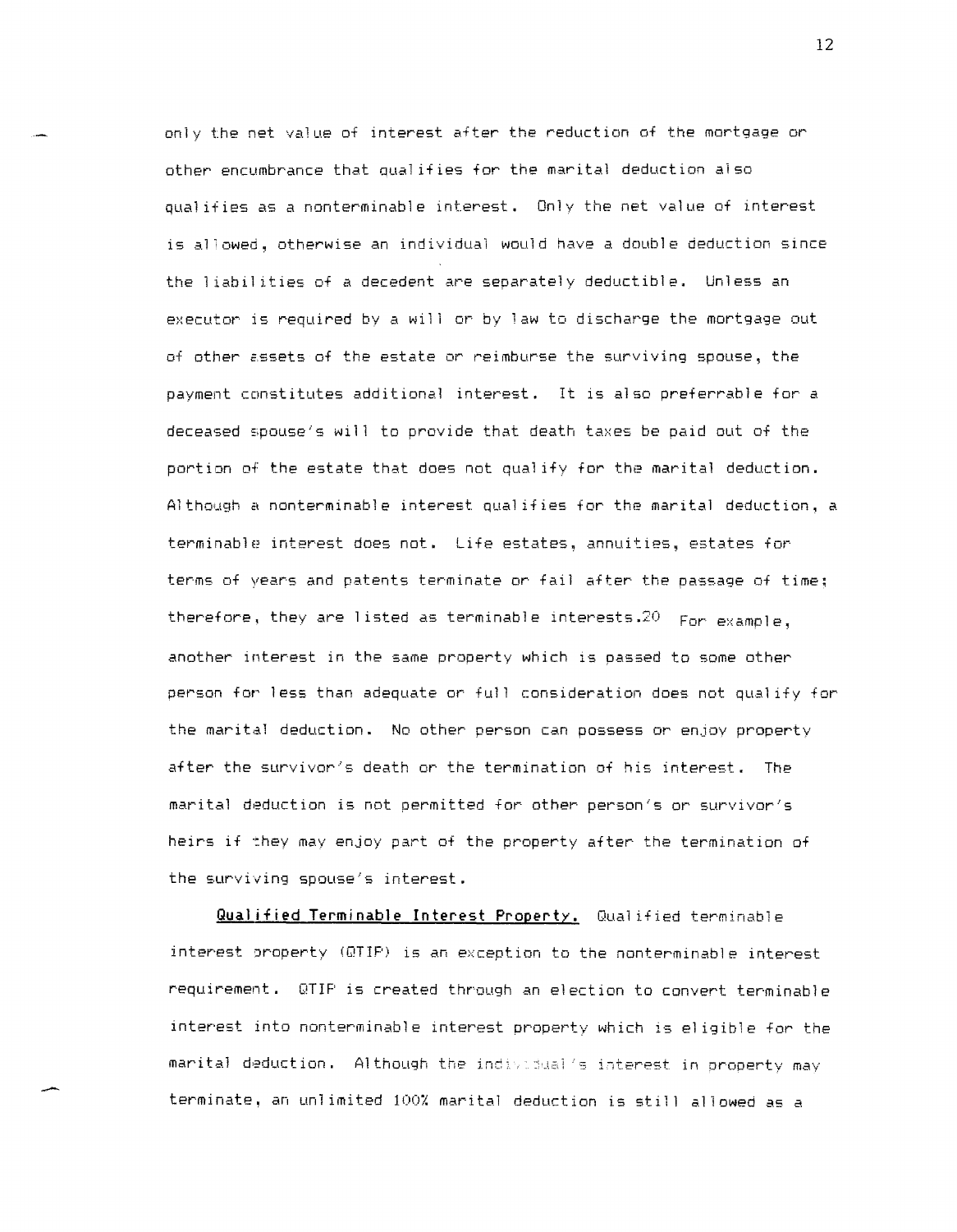only the net value of interest after the reduction of the mortgage or other encumbrance that qualifies for the marital deduction also qualifies as a nonterminable interest. Only the net value of interest is allowed, otherwise an individual would have a double deduction since the liabilities of a decedent are separately deductible. Unless an executor is required by a will or by law to discharge the mortgage out of other assets of the estate or reimburse the surviving spouse, the payment constitutes additional interest. It is also preferrable for a deceased spouse's will to provide that death taxes be paid out of the portion of the estate that does not qualify for the marital deduction. Although a nonterminable interest qualifies for the marital deduction, a terminable interest does not. Life estates, annuities, estates for terms of years and patents terminate or fail after the passage of time; therefore, they are listed as terminable interests.[20] For example, another interest in the same property which is passed to some other person for less than adequate or full consideration does not qualify for the marital deduction. No other person can possess or enjoy property after the survivor's death or the termination of his interest. The marital deduction is not permitted for other person's or survivor's heirs if they may enjoy part of the property after the termination of the surviving spouse's interest.

**Qualified Terminable Interest Property.** Qualified terminable interest property (QTIP) is an exception to the nonterminable interest requirement. QTIP is created through an election to convert terminable interest into nonterminable interest property which is eligible for the marital deduction. Although the individual's interest in property may terminate, an unlimited 100% marital deduction is still allowed as a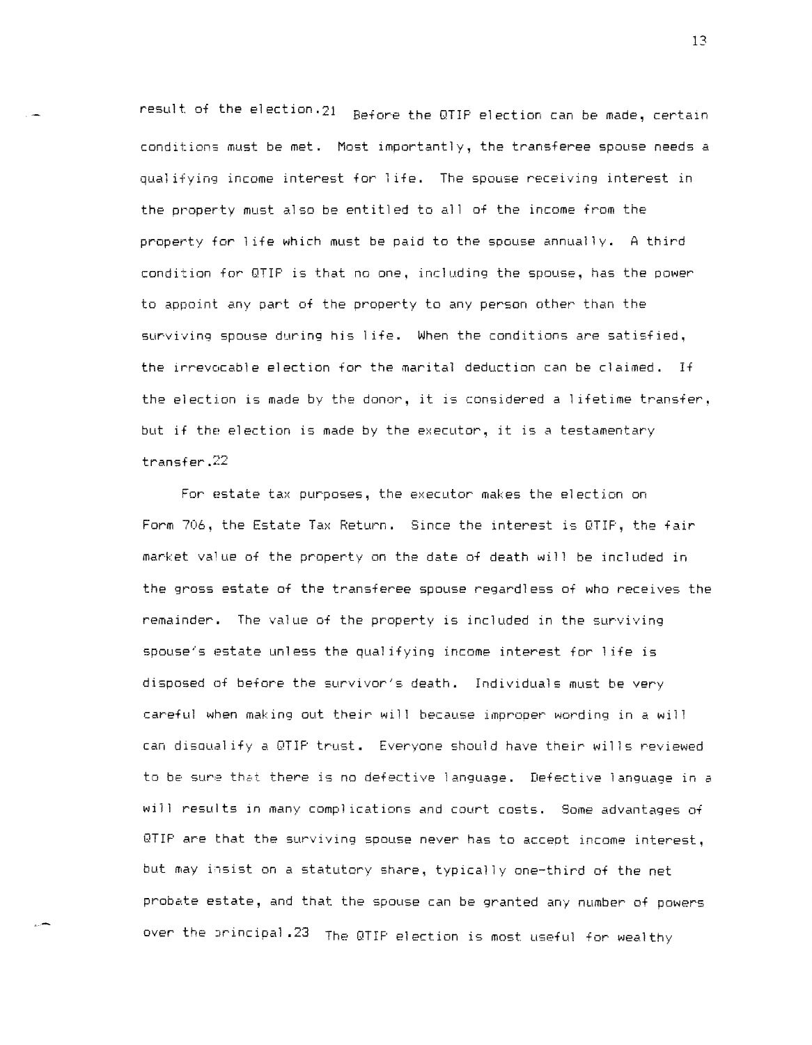result of the election.[21] Before the QTIP election can be made, certain conditions must be met. Most importantly, the transferee spouse needs a qualifying income interest for life. The spouse receiving interest in the property must also be entitled to all of the income from the property for life which must be paid to the spouse annually. A third condition for QTIP is that no one, including the spouse, has the power to appoint any part of the property to any person other than the surviving spouse during his life. When the conditions are satisfied, the irrevocable election for the marital deduction can be claimed. If the election is made by the donor, it is considered a lifetime transfer, but if the election is made by the executor, it is a testamentary transfer.[22]

For estate tax purposes, the executor makes the election on Form 706, the Estate Tax Return. Since the interest is QTIP, the fair market value of the property on the date of death will be included in the gross estate of the transferee spouse regardless of who receives the remainder. The value of the property is included in the surviving spouse's estate unless the qualifying income interest for life is disposed of before the survivor's death. Individuals must be very careful when making out their will because improper wording in a will can disqualify a QTIP trust. Everyone should have their wills reviewed to be sure that there is no defective language. Defective language in a will results in many complications and court costs. Some advantages of QTIP are that the surviving spouse never has to accept income interest, but may insist on a statutory share, typically one-third of the net probate estate, and that the spouse can be granted any number of powers over the principal.[23] The QTIP election is most useful for wealthy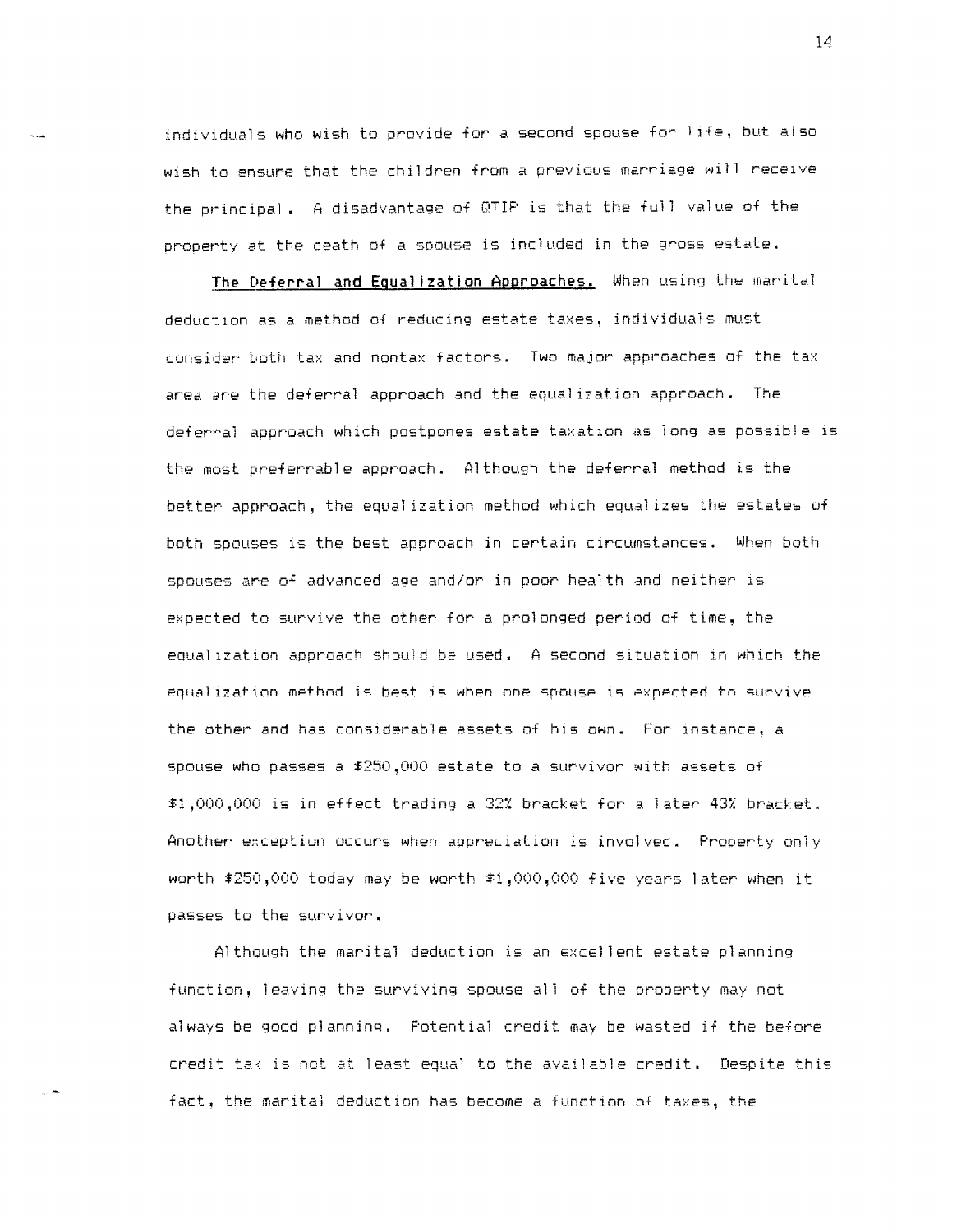individuals who wish to provide for a second spouse for life, but also wish to ensure that the children from a previous marriage will receive the principal. A disadvantage of QTIP is that the full value of the property at the death of a spouse is included in the gross estate.

**The Deferral and Equalization Approaches.** When using the marital deduction as a method of reducing estate taxes, individuals must consider both tax and nontax factors. Two major approaches of the tax area are the deferral approach and the equalization approach. The deferral approach which postpones estate taxation as long as possible is the most preferrable approach. Although the deferral method is the better approach, the equalization method which equalizes the estates of both spouses is the best approach in certain circumstances. When both spouses are of advanced age and/or in poor health and neither is expected to survive the other for a prolonged period of time, the equalization approach should be used. A second situation in which the equalization method is best is when one spouse is expected to survive the other and has considerable assets of his own. For instance, a spouse who passes a $250,000 estate to a survivor with assets of $1,000,000 is in effect trading a 32% bracket for a later 43% bracket. Another exception occurs when appreciation is involved. Property only worth $250,000 today may be worth $1,000,000 five years later when it passes to the survivor.

Although the marital deduction is an excellent estate planning function, leaving the surviving spouse all of the property may not always be good planning. Potential credit may be wasted if the before credit tax is not at least equal to the available credit. Despite this fact, the marital deduction has become a function of taxes, the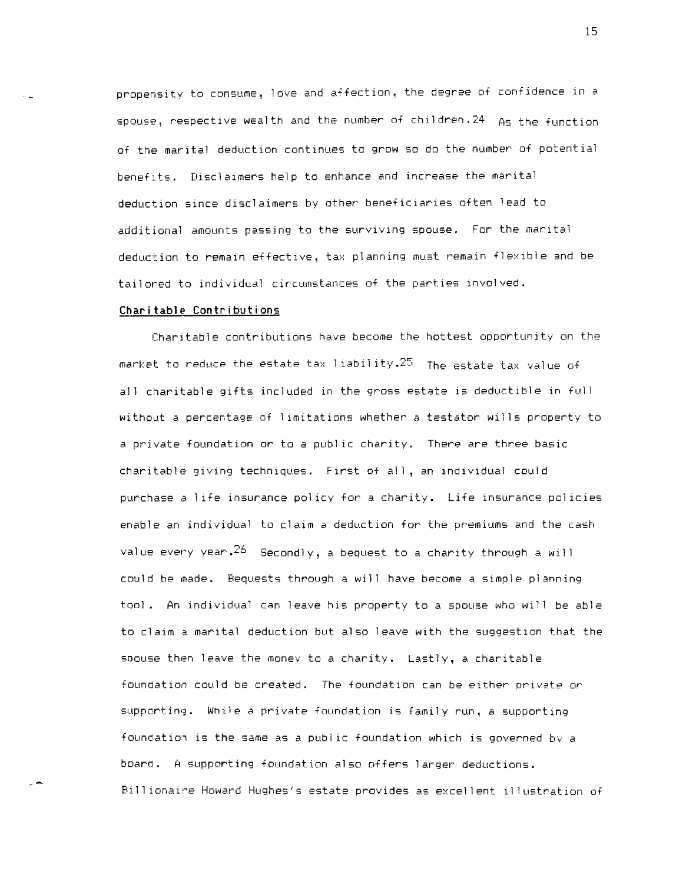propensity to consume, love and affection, the degree of confidence in a spouse, respective wealth and the number of children.[24] As the function of the marital deduction continues to grow so do the number of potential benefits. Disclaimers help to enhance and increase the marital deduction since disclaimers by other beneficiaries often lead to additional amounts passing to the surviving spouse. For the marital deduction to remain effective, tax planning must remain flexible and be tailored to individual circumstances of the parties involved.

**Charitable Contributions**

Charitable contributions have become the hottest opportunity on the market to reduce the estate tax liability.[25] The estate tax value of all charitable gifts included in the gross estate is deductible in full without a percentage of limitations whether a testator wills property to a private foundation or to a public charity. There are three basic charitable giving techniques. First of all, an individual could purchase a life insurance policy for a charity. Life insurance policies enable an individual to claim a deduction for the premiums and the cash value every year.[26] Secondly, a bequest to a charity through a will could be made. Bequests through a will have become a simple planning tool. An individual can leave his property to a spouse who will be able to claim a marital deduction but also leave with the suggestion that the spouse then leave the money to a charity. Lastly, a charitable foundation could be created. The foundation can be either private or supporting. While a private foundation is family run, a supporting foundation is the same as a public foundation which is governed by a board. A supporting foundation also offers larger deductions. Billionaire Howard Hughes's estate provides as excellent illustration of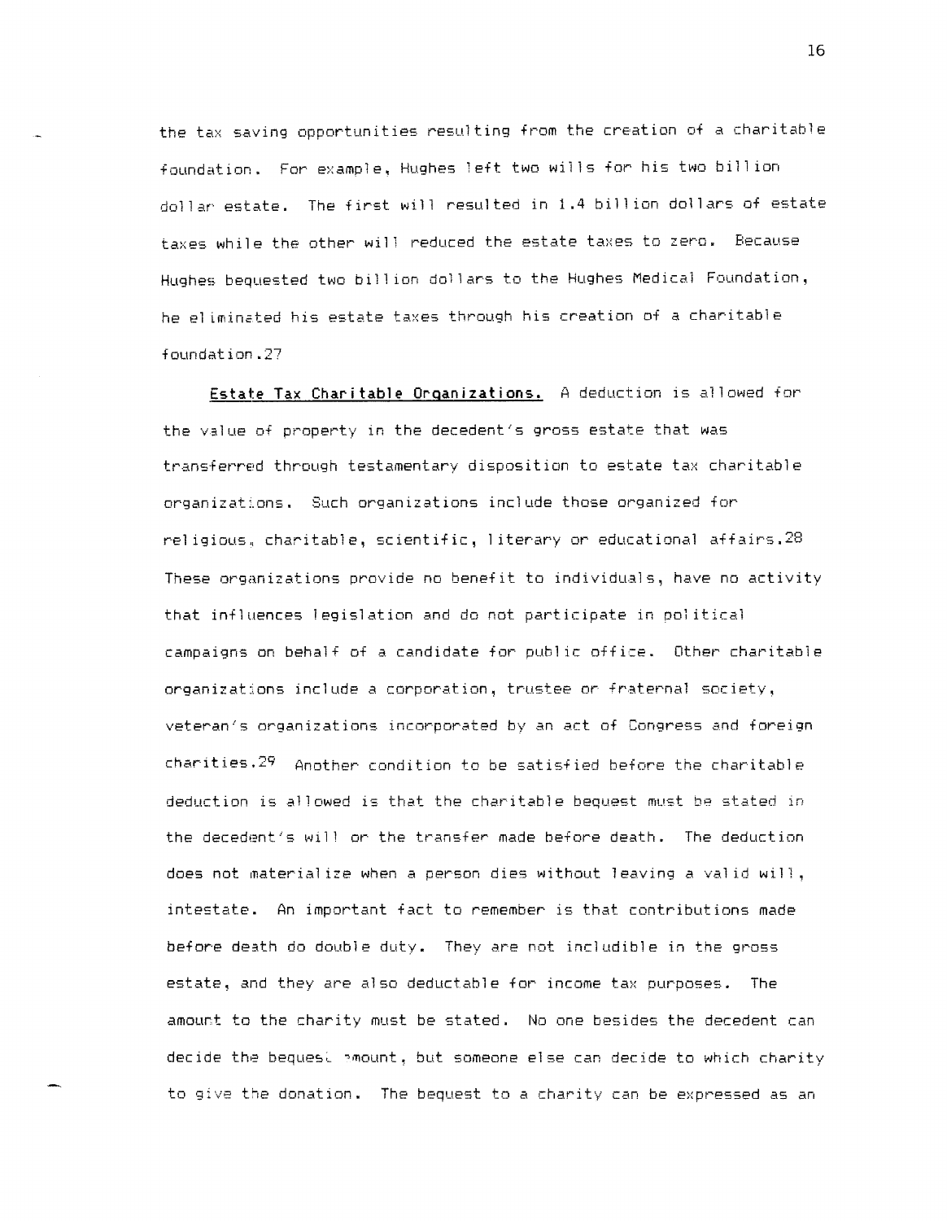the tax saving opportunities resulting from the creation of a charitable foundation. For example, Hughes left two wills for his two billion dollar estate. The first will resulted in 1.4 billion dollars of estate taxes while the other will reduced the estate taxes to zero. Because Hughes bequested two billion dollars to the Hughes Medical Foundation, he eliminated his estate taxes through his creation of a charitable foundation.[27]

**Estate Tax Charitable Organizations.** A deduction is allowed for the value of property in the decedent's gross estate that was transferred through testamentary disposition to estate tax charitable organizations. Such organizations include those organized for religious, charitable, scientific, literary or educational affairs.[28] These organizations provide no benefit to individuals, have no activity that influences legislation and do not participate in political campaigns on behalf of a candidate for public office. Other charitable organizations include a corporation, trustee or fraternal society, veteran's organizations incorporated by an act of Congress and foreign charities.[29] Another condition to be satisfied before the charitable deduction is allowed is that the charitable bequest must be stated in the decedent's will or the transfer made before death. The deduction does not materialize when a person dies without leaving a valid will, intestate. An important fact to remember is that contributions made before death do double duty. They are not includible in the gross estate, and they are also deductable for income tax purposes. The amount to the charity must be stated. No one besides the decedent can decide the bequest amount, but someone else can decide to which charity to give the donation. The bequest to a charity can be expressed as an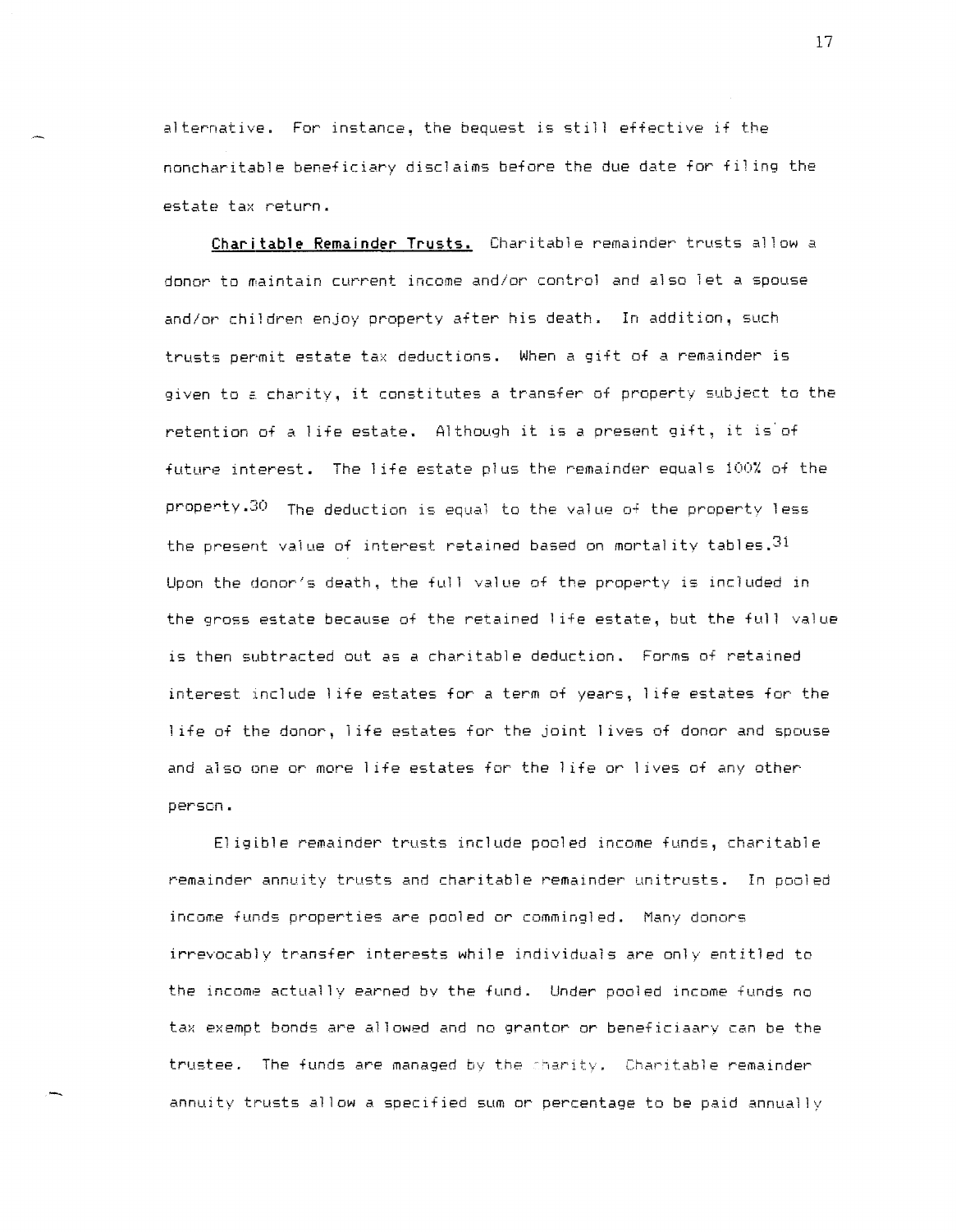alternative. For instance, the bequest is still effective if the noncharitable beneficiary disclaims before the due date for filing the estate tax return.

**Charitable Remainder Trusts.** Charitable remainder trusts allow a donor to maintain current income and/or control and also let a spouse and/or children enjoy property after his death. In addition, such trusts permit estate tax deductions. When a gift of a remainder is given to a charity, it constitutes a transfer of property subject to the retention of a life estate. Although it is a present gift, it is of future interest. The life estate plus the remainder equals 100% of the property.[30] The deduction is equal to the value of the property less the present value of interest retained based on mortality tables.[31] Upon the donor's death, the full value of the property is included in the gross estate because of the retained life estate, but the full value is then subtracted out as a charitable deduction. Forms of retained interest include life estates for a term of years, life estates for the life of the donor, life estates for the joint lives of donor and spouse and also one or more life estates for the life or lives of any other person.

Eligible remainder trusts include pooled income funds, charitable remainder annuity trusts and charitable remainder unitrusts. In pooled income funds properties are pooled or commingled. Many donors irrevocably transfer interests while individuals are only entitled to the income actually earned by the fund. Under pooled income funds no tax exempt bonds are allowed and no grantor or beneficiaary can be the trustee. The funds are managed by the charity. Charitable remainder annuity trusts allow a specified sum or percentage to be paid annually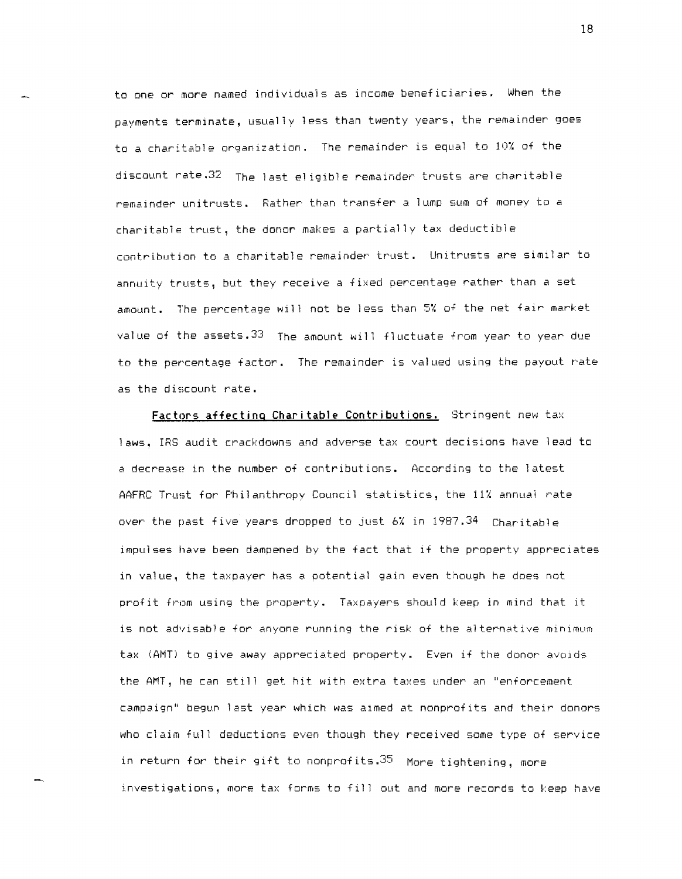to one or more named individuals as income beneficiaries. When the payments terminate, usually less than twenty years, the remainder goes to a charitable organization. The remainder is equal to 10% of the discount rate.[32] The last eligible remainder trusts are charitable remainder unitrusts. Rather than transfer a lump sum of money to a charitable trust, the donor makes a partially tax deductible contribution to a charitable remainder trust. Unitrusts are similar to annuity trusts, but they receive a fixed percentage rather than a set amount. The percentage will not be less than 5% of the net fair market value of the assets.[33] The amount will fluctuate from year to year due to the percentage factor. The remainder is valued using the payout rate as the discount rate.

<u>**Factors affecting Charitable Contributions.**</u> Stringent new tax laws, IRS audit crackdowns and adverse tax court decisions have lead to a decrease in the number of contributions. According to the latest AAFRC Trust for Philanthropy Council statistics, the 11% annual rate over the past five years dropped to just 6% in 1987.[34] Charitable impulses have been dampened by the fact that if the property appreciates in value, the taxpayer has a potential gain even though he does not profit from using the property. Taxpayers should keep in mind that it is not advisable for anyone running the risk of the alternative minimum tax (AMT) to give away appreciated property. Even if the donor avoids the AMT, he can still get hit with extra taxes under an "enforcement campaign" begun last year which was aimed at nonprofits and their donors who claim full deductions even though they received some type of service in return for their gift to nonprofits.[35] More tightening, more investigations, more tax forms to fill out and more records to keep have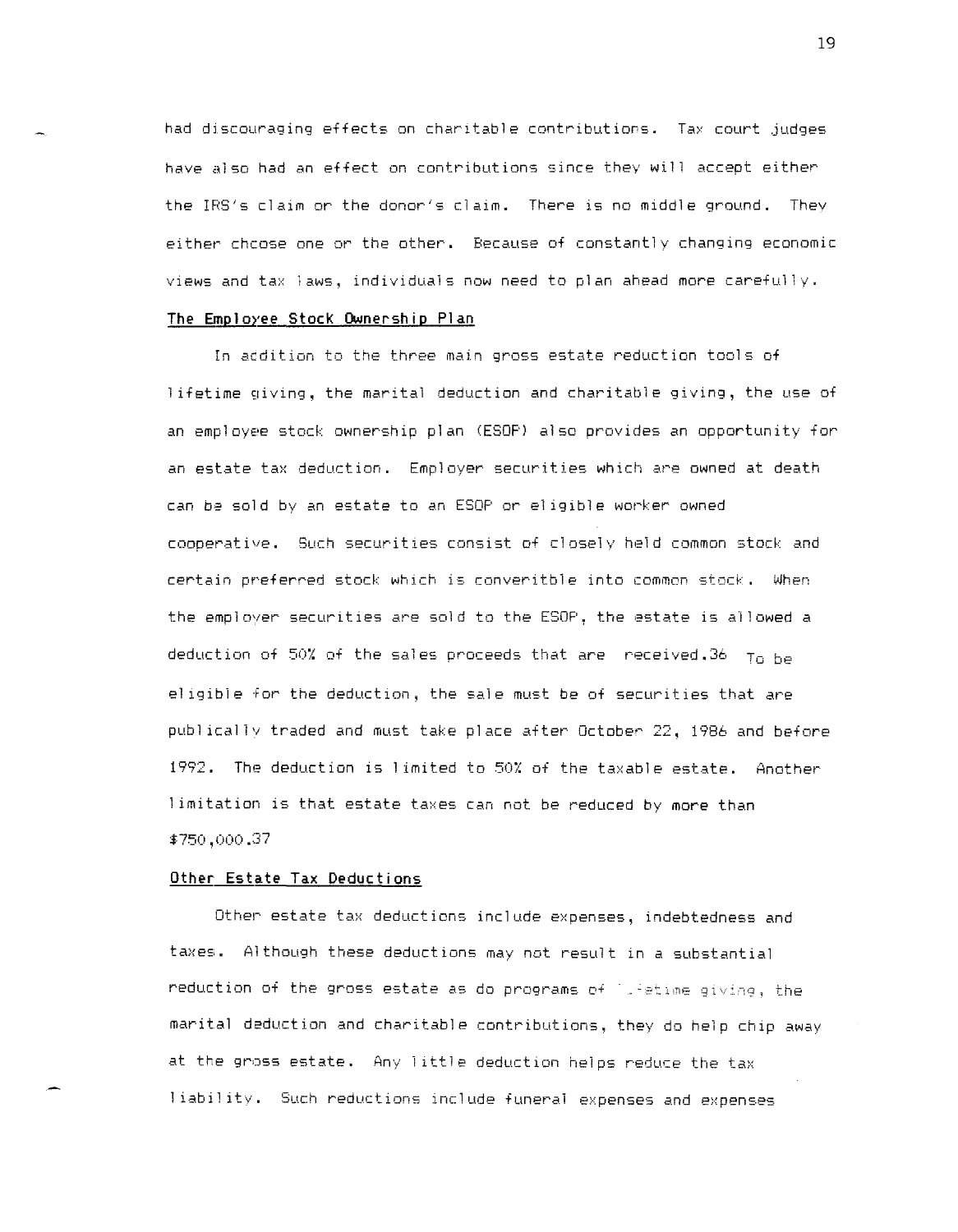had discouraging effects on charitable contributions. Tax court judges have also had an effect on contributions since they will accept either the IRS's claim or the donor's claim. There is no middle ground. They either choose one or the other. Because of constantly changing economic views and tax laws, individuals now need to plan ahead more carefully.

## The Employee Stock Ownership Plan

In addition to the three main gross estate reduction tools of lifetime giving, the marital deduction and charitable giving, the use of an employee stock ownership plan (ESOP) also provides an opportunity for an estate tax deduction. Employer securities which are owned at death can be sold by an estate to an ESOP or eligible worker owned cooperative. Such securities consist of closely held common stock and certain preferred stock which is converitble into common stock. When the employer securities are sold to the ESOP, the estate is allowed a deduction of 50% of the sales proceeds that are received.[36] To be eligible for the deduction, the sale must be of securities that are publically traded and must take place after October 22, 1986 and before 1992. The deduction is limited to 50% of the taxable estate. Another limitation is that estate taxes can not be reduced by more than $750,000.[37]

## Other Estate Tax Deductions

Other estate tax deductions include expenses, indebtedness and taxes. Although these deductions may not result in a substantial reduction of the gross estate as do programs of lifetime giving, the marital deduction and charitable contributions, they do help chip away at the gross estate. Any little deduction helps reduce the tax liability. Such reductions include funeral expenses and expenses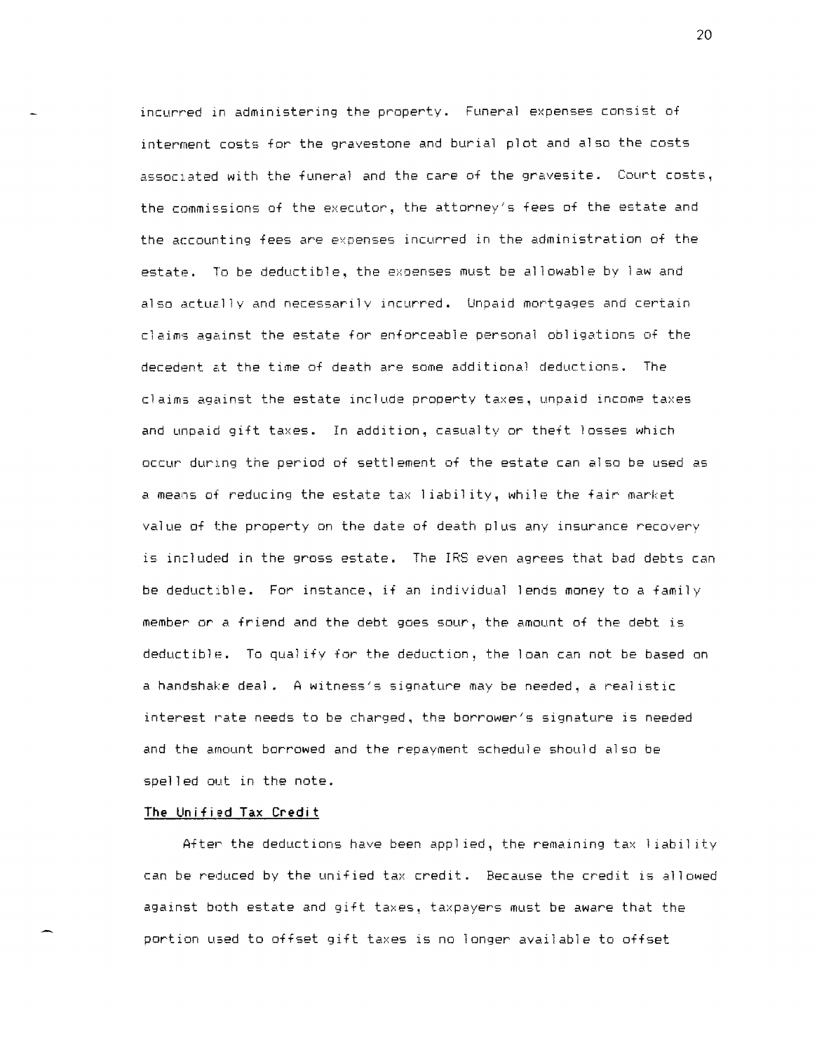incurred in administering the property. Funeral expenses consist of interment costs for the gravestone and burial plot and also the costs associated with the funeral and the care of the gravesite. Court costs, the commissions of the executor, the attorney's fees of the estate and the accounting fees are expenses incurred in the administration of the estate. To be deductible, the expenses must be allowable by law and also actually and necessarily incurred. Unpaid mortgages and certain claims against the estate for enforceable personal obligations of the decedent at the time of death are some additional deductions. The claims against the estate include property taxes, unpaid income taxes and unpaid gift taxes. In addition, casualty or theft losses which occur during the period of settlement of the estate can also be used as a means of reducing the estate tax liability, while the fair market value of the property on the date of death plus any insurance recovery is included in the gross estate. The IRS even agrees that bad debts can be deductible. For instance, if an individual lends money to a family member or a friend and the debt goes sour, the amount of the debt is deductible. To qualify for the deduction, the loan can not be based on a handshake deal. A witness's signature may be needed, a realistic interest rate needs to be charged, the borrower's signature is needed and the amount borrowed and the repayment schedule should also be spelled out in the note.

**The Unified Tax Credit**

After the deductions have been applied, the remaining tax liability can be reduced by the unified tax credit. Because the credit is allowed against both estate and gift taxes, taxpayers must be aware that the portion used to offset gift taxes is no longer available to offset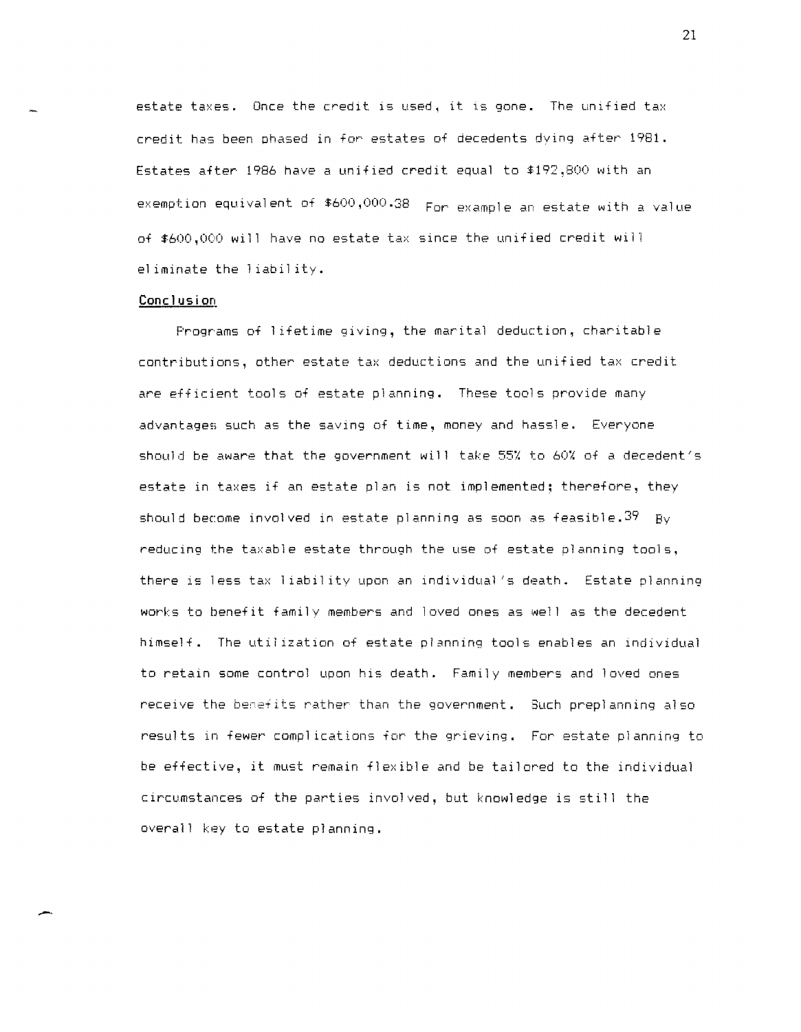estate taxes. Once the credit is used, it is gone. The unified tax credit has been phased in for estates of decedents dying after 1981. Estates after 1986 have a unified credit equal to $192,800 with an exemption equivalent of $600,000.[38] For example an estate with a value of $600,000 will have no estate tax since the unified credit will eliminate the liability.

## Conclusion

Programs of lifetime giving, the marital deduction, charitable contributions, other estate tax deductions and the unified tax credit are efficient tools of estate planning. These tools provide many advantages such as the saving of time, money and hassle. Everyone should be aware that the government will take 55% to 60% of a decedent's estate in taxes if an estate plan is not implemented; therefore, they should become involved in estate planning as soon as feasible.[39] By reducing the taxable estate through the use of estate planning tools, there is less tax liability upon an individual's death. Estate planning works to benefit family members and loved ones as well as the decedent himself. The utilization of estate planning tools enables an individual to retain some control upon his death. Family members and loved ones receive the benefits rather than the government. Such preplanning also results in fewer complications for the grieving. For estate planning to be effective, it must remain flexible and be tailored to the individual circumstances of the parties involved, but knowledge is still the overall key to estate planning.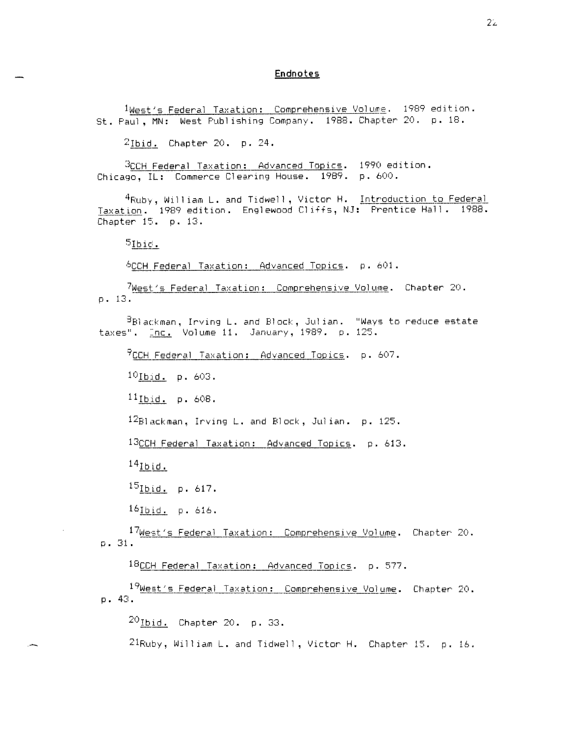## Endnotes

[1]West's Federal Taxation: Comprehensive Volume. 1989 edition. St. Paul, MN: West Publishing Company. 1988. Chapter 20. p. 18.

[2]Ibid. Chapter 20. p. 24.

[3]CCH Federal Taxation: Advanced Topics. 1990 edition. Chicago, IL: Commerce Clearing House. 1989. p. 600.

[4]Ruby, William L. and Tidwell, Victor H. Introduction to Federal Taxation. 1989 edition. Englewood Cliffs, NJ: Prentice Hall. 1988. Chapter 15. p. 13.

[5]Ibid.

[6]CCH Federal Taxation: Advanced Topics. p. 601.

[7]West's Federal Taxation: Comprehensive Volume. Chapter 20. p. 13.

[8]Blackman, Irving L. and Block, Julian. "Ways to reduce estate taxes". Inc. Volume 11. January, 1989. p. 125.

[9]CCH Federal Taxation: Advanced Topics. p. 607.

[10]Ibid. p. 603.

[11]Ibid. p. 608.

[12]Blackman, Irving L. and Block, Julian. p. 125.

[13]CCH Federal Taxation: Advanced Topics. p. 613.

[14]Ibid.

[15]Ibid. p. 617.

[16]Ibid. p. 616.

[17]West's Federal Taxation: Comprehensive Volume. Chapter 20. p. 31.

[18]CCH Federal Taxation: Advanced Topics. p. 577.

[19]West's Federal Taxation: Comprehensive Volume. Chapter 20. p. 43.

[20]Ibid. Chapter 20. p. 33.

[21]Ruby, William L. and Tidwell, Victor H. Chapter 15. p. 16.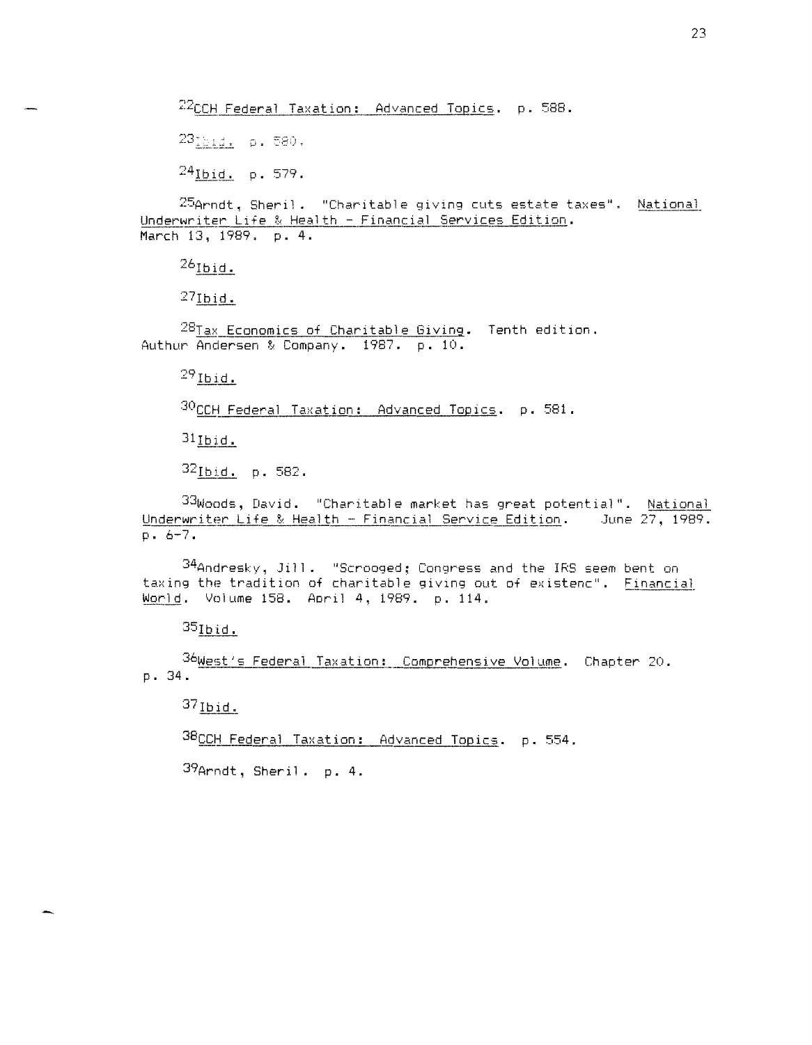[22]CCH Federal Taxation: Advanced Topics. p. 588.

[23]Ibid. p. 580.

[24]Ibid. p. 579.

[25]Arndt, Sheril. "Charitable giving cuts estate taxes". National Underwriter Life & Health - Financial Services Edition. March 13, 1989. p. 4.

[26]Ibid.

[27]Ibid.

[28]Tax Economics of Charitable Giving. Tenth edition. Authur Andersen & Company. 1987. p. 10.

[29]Ibid.

[30]CCH Federal Taxation: Advanced Topics. p. 581.

[31]Ibid.

[32]Ibid. p. 582.

[33]Woods, David. "Charitable market has great potential". National Underwriter Life & Health - Financial Service Edition. June 27, 1989. p. 6-7.

[34]Andresky, Jill. "Scrooged; Congress and the IRS seem bent on taxing the tradition of charitable giving out of existenc". Financial World. Volume 158. April 4, 1989. p. 114.

[35]Ibid.

[36]West's Federal Taxation: Comprehensive Volume. Chapter 20. p. 34.

[37]Ibid.

[38]CCH Federal Taxation: Advanced Topics. p. 554.

[39]Arndt, Sheril. p. 4.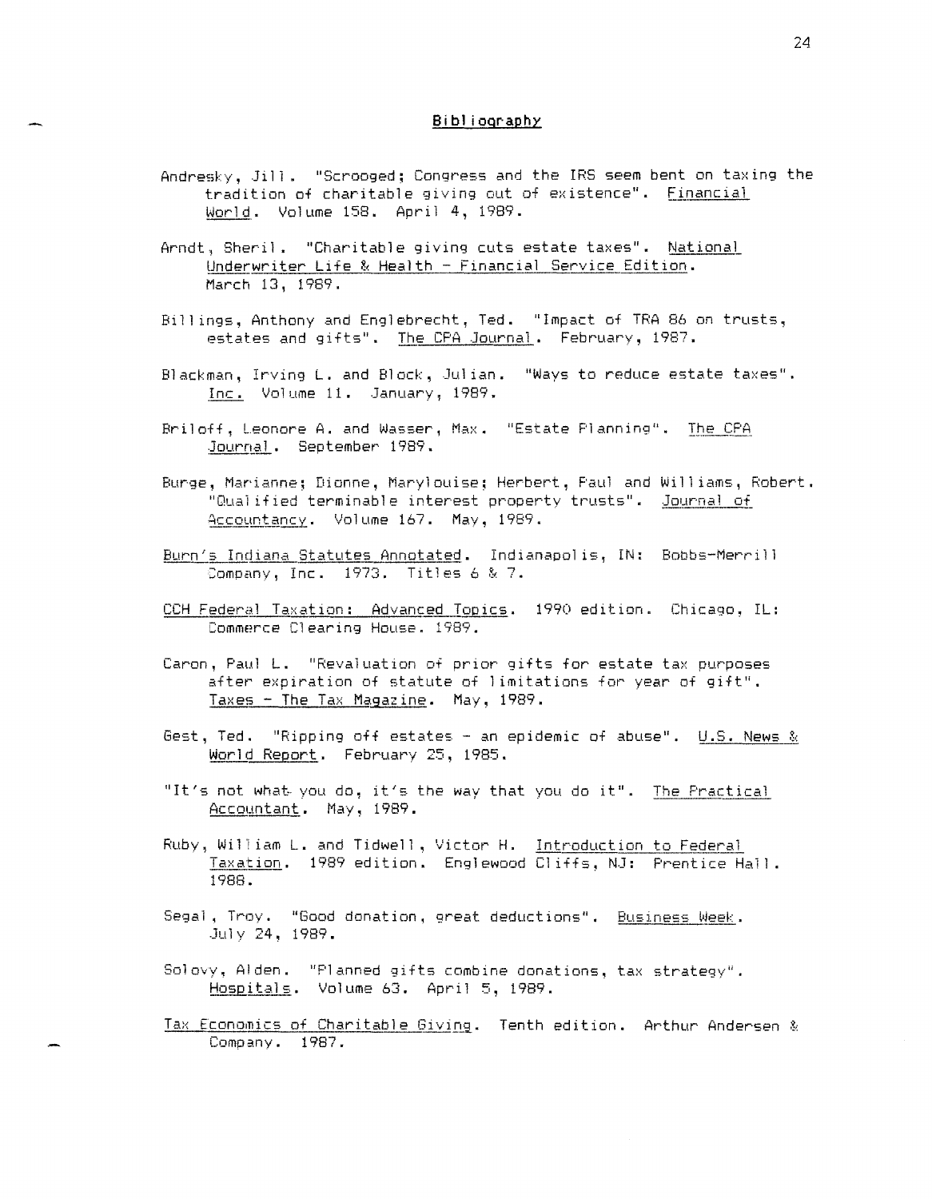# Bibliography

Andresky, Jill. "Scrooged; Congress and the IRS seem bent on taxing the tradition of charitable giving out of existence". Financial World. Volume 158. April 4, 1989.

Arndt, Sheril. "Charitable giving cuts estate taxes". National Underwriter Life & Health - Financial Service Edition. March 13, 1989.

Billings, Anthony and Englebrecht, Ted. "Impact of TRA 86 on trusts, estates and gifts". The CPA Journal. February, 1987.

Blackman, Irving L. and Block, Julian. "Ways to reduce estate taxes". Inc. Volume 11. January, 1989.

Briloff, Leonore A. and Wasser, Max. "Estate Planning". The CPA Journal. September 1989.

Burge, Marianne; Dionne, Marylouise; Herbert, Paul and Williams, Robert. "Qualified terminable interest property trusts". Journal of Accountancy. Volume 167. May, 1989.

Burn's Indiana Statutes Annotated. Indianapolis, IN: Bobbs-Merrill Company, Inc. 1973. Titles 6 & 7.

CCH Federal Taxation: Advanced Topics. 1990 edition. Chicago, IL: Commerce Clearing House. 1989.

Caron, Paul L. "Revaluation of prior gifts for estate tax purposes after expiration of statute of limitations for year of gift". Taxes - The Tax Magazine. May, 1989.

Gest, Ted. "Ripping off estates - an epidemic of abuse". U.S. News & World Report. February 25, 1985.

"It's not what you do, it's the way that you do it". The Practical Accountant. May, 1989.

Ruby, William L. and Tidwell, Victor H. Introduction to Federal Taxation. 1989 edition. Englewood Cliffs, NJ: Prentice Hall. 1988.

Segal, Troy. "Good donation, great deductions". Business Week. July 24, 1989.

Solovy, Alden. "Planned gifts combine donations, tax strategy". Hospitals. Volume 63. April 5, 1989.

Tax Economics of Charitable Giving. Tenth edition. Arthur Andersen & Company. 1987.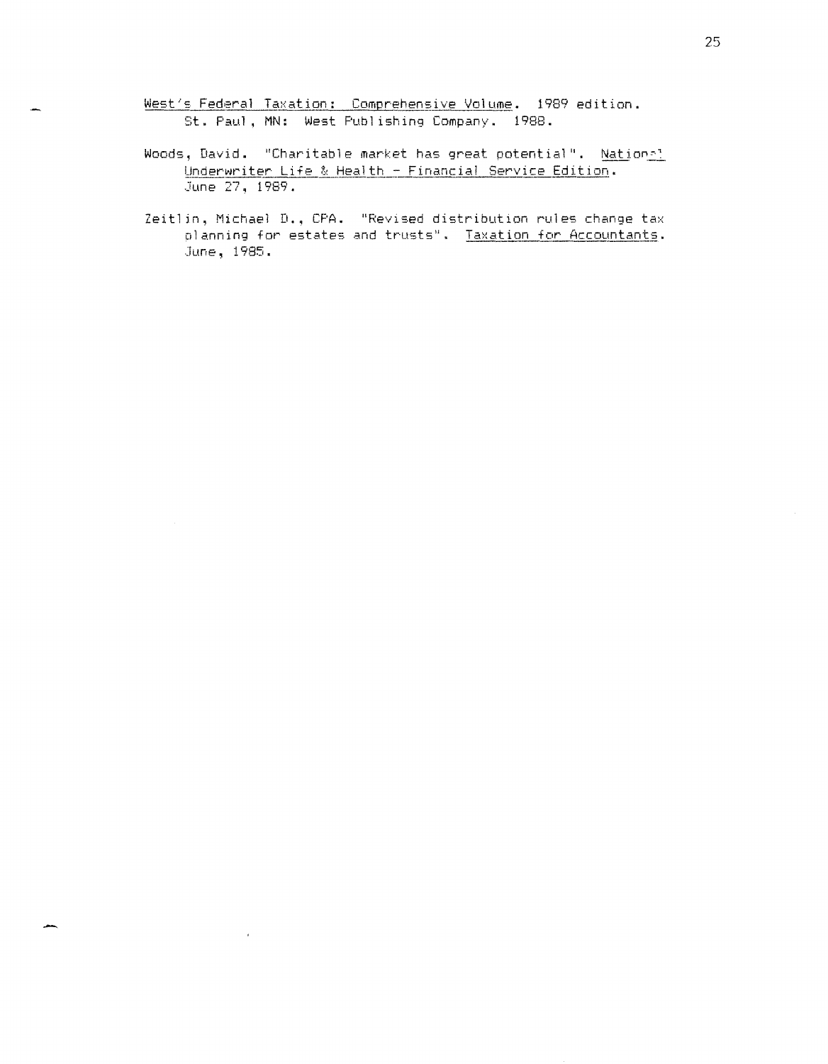West's Federal Taxation: Comprehensive Volume. 1989 edition. St. Paul, MN: West Publishing Company. 1988.

Woods, David. "Charitable market has great potential". National Underwriter Life & Health - Financial Service Edition. June 27, 1989.

Zeitlin, Michael D., CPA. "Revised distribution rules change tax planning for estates and trusts". Taxation for Accountants. June, 1985.